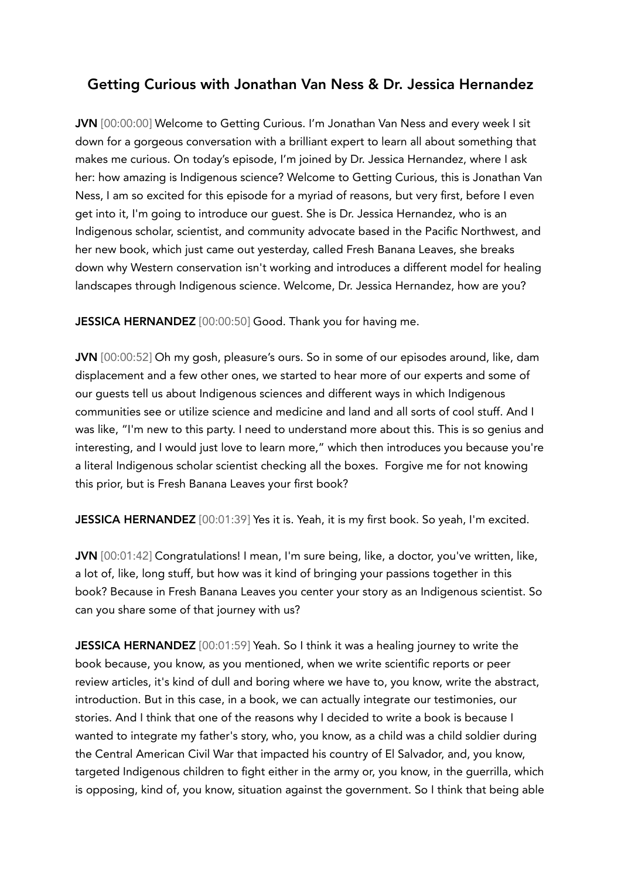# Getting Curious with Jonathan Van Ness & Dr. Jessica Hernandez

**JVN** [00:00:00] Welcome to Getting Curious. I'm Jonathan Van Ness and every week I sit down for a gorgeous conversation with a brilliant expert to learn all about something that makes me curious. On today's episode, I'm joined by Dr. Jessica Hernandez, where I ask her: how amazing is Indigenous science? Welcome to Getting Curious, this is Jonathan Van Ness, I am so excited for this episode for a myriad of reasons, but very first, before I even get into it, I'm going to introduce our guest. She is Dr. Jessica Hernandez, who is an Indigenous scholar, scientist, and community advocate based in the Pacific Northwest, and her new book, which just came out yesterday, called Fresh Banana Leaves, she breaks down why Western conservation isn't working and introduces a different model for healing landscapes through Indigenous science. Welcome, Dr. Jessica Hernandez, how are you?

**JESSICA HERNANDEZ** [00:00:50] Good. Thank you for having me.

**JVN** [00:00:52] Oh my gosh, pleasure's ours. So in some of our episodes around, like, dam displacement and a few other ones, we started to hear more of our experts and some of our guests tell us about Indigenous sciences and different ways in which Indigenous communities see or utilize science and medicine and land and all sorts of cool stuff. And I was like, "I'm new to this party. I need to understand more about this. This is so genius and interesting, and I would just love to learn more," which then introduces you because you're a literal Indigenous scholar scientist checking all the boxes. Forgive me for not knowing this prior, but is Fresh Banana Leaves your first book?

**JESSICA HERNANDEZ** [00:01:39] Yes it is. Yeah, it is my first book. So yeah, I'm excited.

**JVN** [00:01:42] Congratulations! I mean, I'm sure being, like, a doctor, you've written, like, a lot of, like, long stuff, but how was it kind of bringing your passions together in this book? Because in Fresh Banana Leaves you center your story as an Indigenous scientist. So can you share some of that journey with us?

**JESSICA HERNANDEZ** [00:01:59] Yeah. So I think it was a healing journey to write the book because, you know, as you mentioned, when we write scientific reports or peer review articles, it's kind of dull and boring where we have to, you know, write the abstract, introduction. But in this case, in a book, we can actually integrate our testimonies, our stories. And I think that one of the reasons why I decided to write a book is because I wanted to integrate my father's story, who, you know, as a child was a child soldier during the Central American Civil War that impacted his country of El Salvador, and, you know, targeted Indigenous children to fight either in the army or, you know, in the guerrilla, which is opposing, kind of, you know, situation against the government. So I think that being able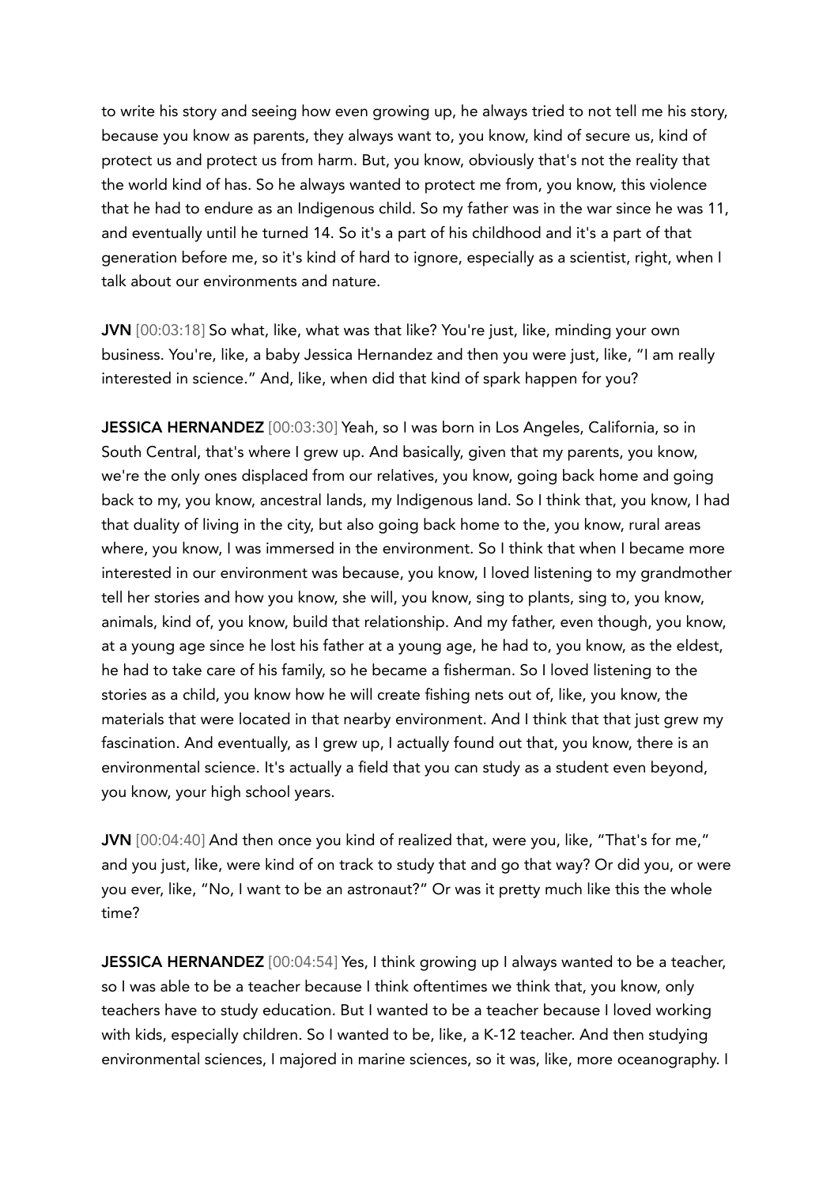to write his story and seeing how even growing up, he always tried to not tell me his story, because you know as parents, they always want to, you know, kind of secure us, kind of protect us and protect us from harm. But, you know, obviously that's not the reality that the world kind of has. So he always wanted to protect me from, you know, this violence that he had to endure as an Indigenous child. So my father was in the war since he was 11, and eventually until he turned 14. So it's a part of his childhood and it's a part of that generation before me, so it's kind of hard to ignore, especially as a scientist, right, when I talk about our environments and nature.

**JVN** [00:03:18] So what, like, what was that like? You're just, like, minding your own business. You're, like, a baby Jessica Hernandez and then you were just, like, "I am really interested in science." And, like, when did that kind of spark happen for you?

**JESSICA HERNANDEZ** [00:03:30] Yeah, so I was born in Los Angeles, California, so in South Central, that's where I grew up. And basically, given that my parents, you know, we're the only ones displaced from our relatives, you know, going back home and going back to my, you know, ancestral lands, my Indigenous land. So I think that, you know, I had that duality of living in the city, but also going back home to the, you know, rural areas where, you know, I was immersed in the environment. So I think that when I became more interested in our environment was because, you know, I loved listening to my grandmother tell her stories and how you know, she will, you know, sing to plants, sing to, you know, animals, kind of, you know, build that relationship. And my father, even though, you know, at a young age since he lost his father at a young age, he had to, you know, as the eldest, he had to take care of his family, so he became a fisherman. So I loved listening to the stories as a child, you know how he will create fishing nets out of, like, you know, the materials that were located in that nearby environment. And I think that that just grew my fascination. And eventually, as I grew up, I actually found out that, you know, there is an environmental science. It's actually a field that you can study as a student even beyond, you know, your high school years.

**JVN** [00:04:40] And then once you kind of realized that, were you, like, "That's for me," and you just, like, were kind of on track to study that and go that way? Or did you, or were you ever, like, "No, I want to be an astronaut?" Or was it pretty much like this the whole time?

**JESSICA HERNANDEZ** [00:04:54] Yes, I think growing up I always wanted to be a teacher, so I was able to be a teacher because I think oftentimes we think that, you know, only teachers have to study education. But I wanted to be a teacher because I loved working with kids, especially children. So I wanted to be, like, a K-12 teacher. And then studying environmental sciences, I majored in marine sciences, so it was, like, more oceanography. I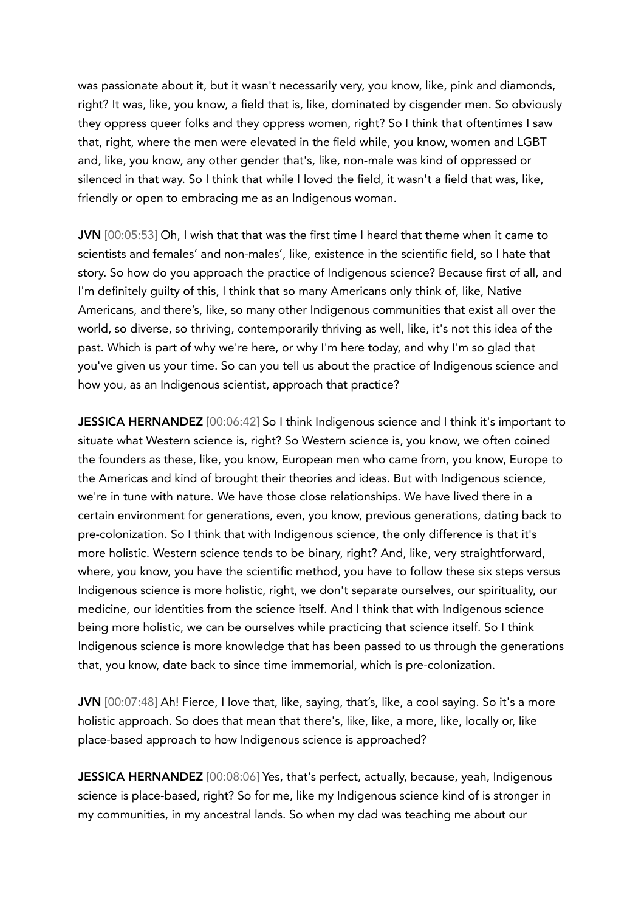was passionate about it, but it wasn't necessarily very, you know, like, pink and diamonds, right? It was, like, you know, a field that is, like, dominated by cisgender men. So obviously they oppress queer folks and they oppress women, right? So I think that oftentimes I saw that, right, where the men were elevated in the field while, you know, women and LGBT and, like, you know, any other gender that's, like, non-male was kind of oppressed or silenced in that way. So I think that while I loved the field, it wasn't a field that was, like, friendly or open to embracing me as an Indigenous woman.

**JVN** [00:05:53] Oh, I wish that that was the first time I heard that theme when it came to scientists and females' and non-males', like, existence in the scientific field, so I hate that story. So how do you approach the practice of Indigenous science? Because first of all, and I'm definitely guilty of this, I think that so many Americans only think of, like, Native Americans, and there's, like, so many other Indigenous communities that exist all over the world, so diverse, so thriving, contemporarily thriving as well, like, it's not this idea of the past. Which is part of why we're here, or why I'm here today, and why I'm so glad that you've given us your time. So can you tell us about the practice of Indigenous science and how you, as an Indigenous scientist, approach that practice?

**JESSICA HERNANDEZ** [00:06:42] So I think Indigenous science and I think it's important to situate what Western science is, right? So Western science is, you know, we often coined the founders as these, like, you know, European men who came from, you know, Europe to the Americas and kind of brought their theories and ideas. But with Indigenous science, we're in tune with nature. We have those close relationships. We have lived there in a certain environment for generations, even, you know, previous generations, dating back to pre-colonization. So I think that with Indigenous science, the only difference is that it's more holistic. Western science tends to be binary, right? And, like, very straightforward, where, you know, you have the scientific method, you have to follow these six steps versus Indigenous science is more holistic, right, we don't separate ourselves, our spirituality, our medicine, our identities from the science itself. And I think that with Indigenous science being more holistic, we can be ourselves while practicing that science itself. So I think Indigenous science is more knowledge that has been passed to us through the generations that, you know, date back to since time immemorial, which is pre-colonization.

**JVN** [00:07:48] Ah! Fierce, I love that, like, saying, that's, like, a cool saying. So it's a more holistic approach. So does that mean that there's, like, like, a more, like, locally or, like place-based approach to how Indigenous science is approached?

**JESSICA HERNANDEZ** [00:08:06] Yes, that's perfect, actually, because, yeah, Indigenous science is place-based, right? So for me, like my Indigenous science kind of is stronger in my communities, in my ancestral lands. So when my dad was teaching me about our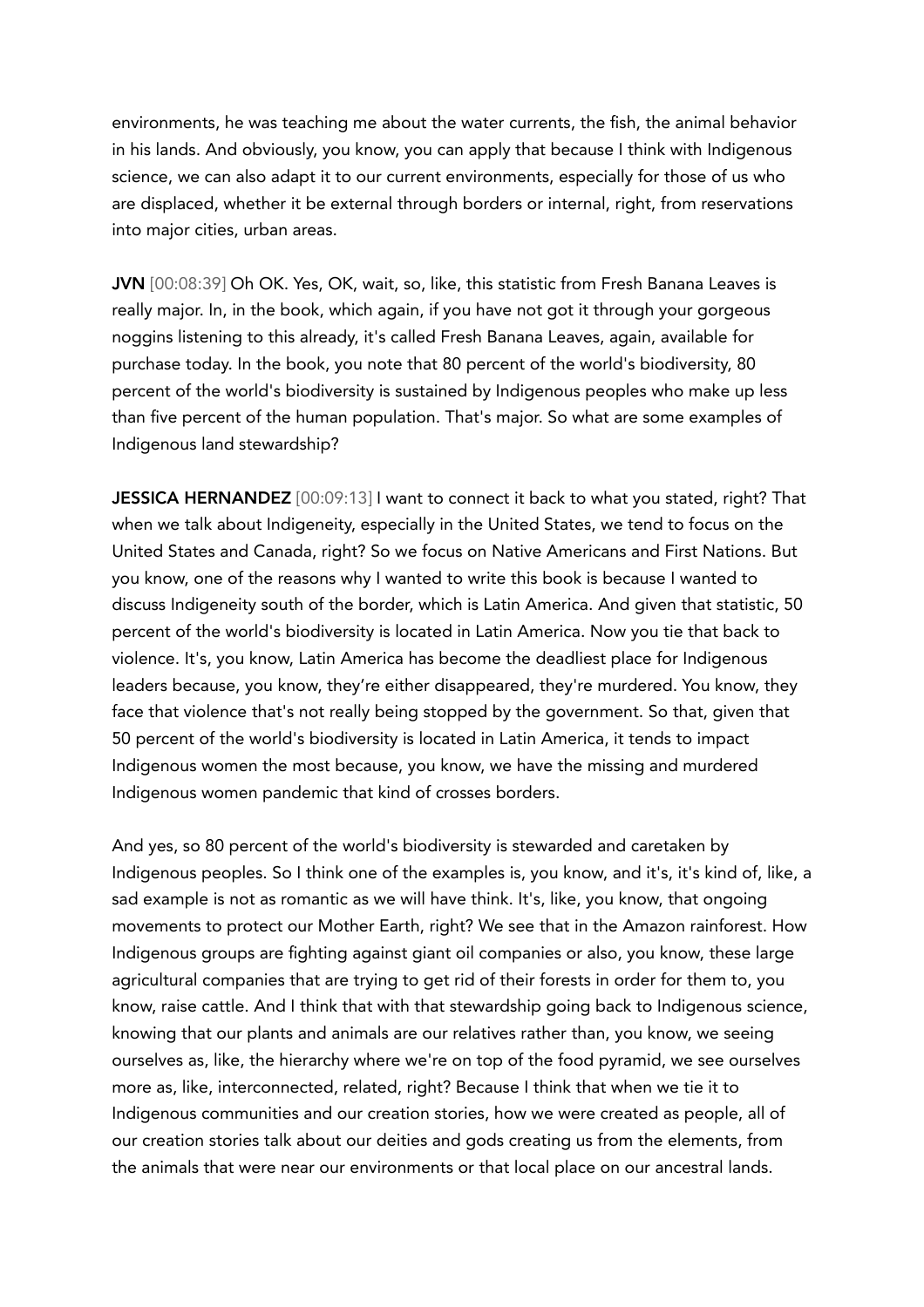environments, he was teaching me about the water currents, the fish, the animal behavior in his lands. And obviously, you know, you can apply that because I think with Indigenous science, we can also adapt it to our current environments, especially for those of us who are displaced, whether it be external through borders or internal, right, from reservations into major cities, urban areas.

**JVN** [00:08:39] Oh OK. Yes, OK, wait, so, like, this statistic from Fresh Banana Leaves is really major. In, in the book, which again, if you have not got it through your gorgeous noggins listening to this already, it's called Fresh Banana Leaves, again, available for purchase today. In the book, you note that 80 percent of the world's biodiversity, 80 percent of the world's biodiversity is sustained by Indigenous peoples who make up less than five percent of the human population. That's major. So what are some examples of Indigenous land stewardship?

**JESSICA HERNANDEZ** [00:09:13] I want to connect it back to what you stated, right? That when we talk about Indigeneity, especially in the United States, we tend to focus on the United States and Canada, right? So we focus on Native Americans and First Nations. But you know, one of the reasons why I wanted to write this book is because I wanted to discuss Indigeneity south of the border, which is Latin America. And given that statistic, 50 percent of the world's biodiversity is located in Latin America. Now you tie that back to violence. It's, you know, Latin America has become the deadliest place for Indigenous leaders because, you know, they're either disappeared, they're murdered. You know, they face that violence that's not really being stopped by the government. So that, given that 50 percent of the world's biodiversity is located in Latin America, it tends to impact Indigenous women the most because, you know, we have the missing and murdered Indigenous women pandemic that kind of crosses borders.

And yes, so 80 percent of the world's biodiversity is stewarded and caretaken by Indigenous peoples. So I think one of the examples is, you know, and it's, it's kind of, like, a sad example is not as romantic as we will have think. It's, like, you know, that ongoing movements to protect our Mother Earth, right? We see that in the Amazon rainforest. How Indigenous groups are fighting against giant oil companies or also, you know, these large agricultural companies that are trying to get rid of their forests in order for them to, you know, raise cattle. And I think that with that stewardship going back to Indigenous science, knowing that our plants and animals are our relatives rather than, you know, we seeing ourselves as, like, the hierarchy where we're on top of the food pyramid, we see ourselves more as, like, interconnected, related, right? Because I think that when we tie it to Indigenous communities and our creation stories, how we were created as people, all of our creation stories talk about our deities and gods creating us from the elements, from the animals that were near our environments or that local place on our ancestral lands.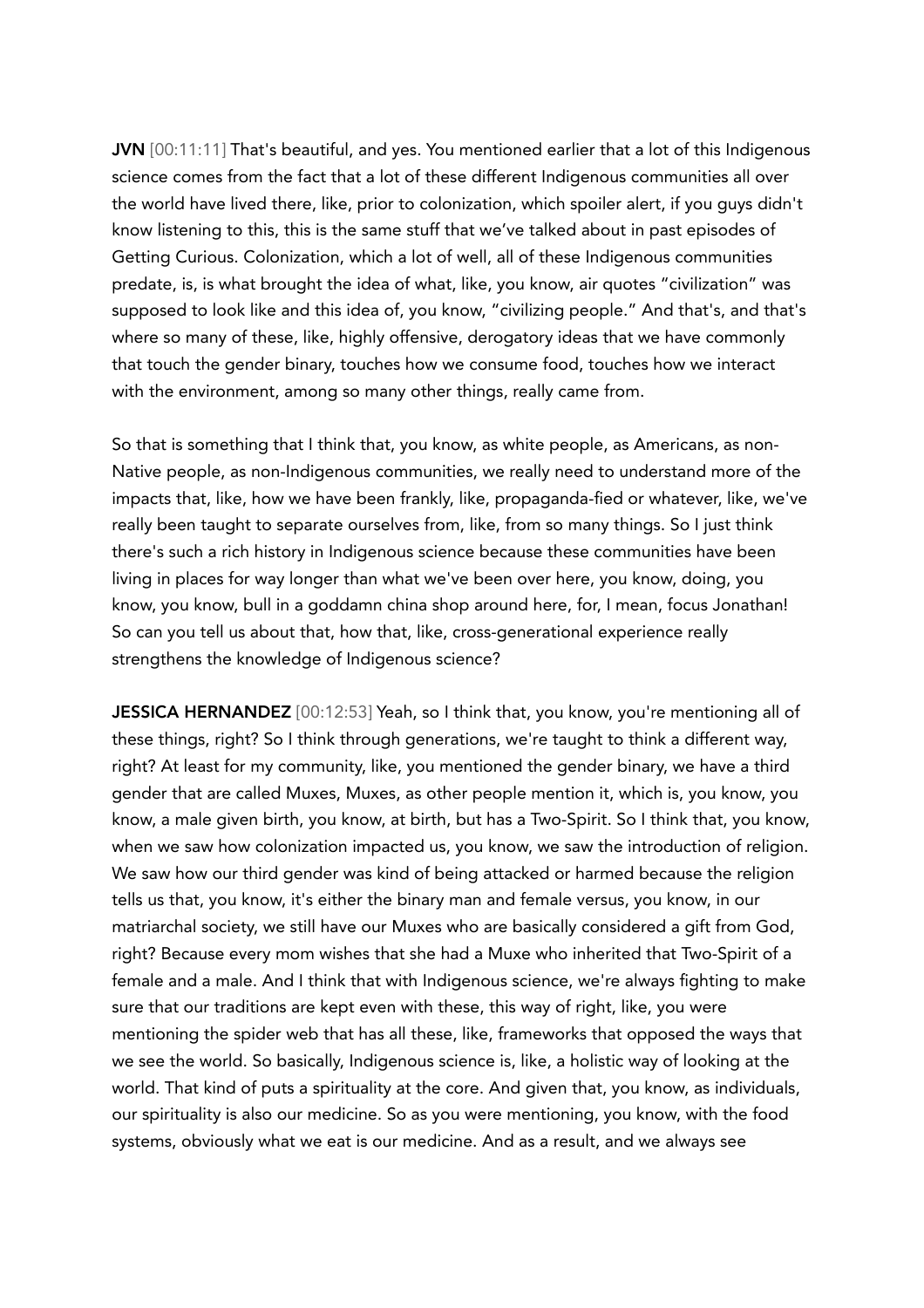**JVN** [00:11:11] That's beautiful, and yes. You mentioned earlier that a lot of this Indigenous science comes from the fact that a lot of these different Indigenous communities all over the world have lived there, like, prior to colonization, which spoiler alert, if you guys didn't know listening to this, this is the same stuff that we've talked about in past episodes of Getting Curious. Colonization, which a lot of well, all of these Indigenous communities predate, is, is what brought the idea of what, like, you know, air quotes "civilization" was supposed to look like and this idea of, you know, "civilizing people." And that's, and that's where so many of these, like, highly offensive, derogatory ideas that we have commonly that touch the gender binary, touches how we consume food, touches how we interact with the environment, among so many other things, really came from.

So that is something that I think that, you know, as white people, as Americans, as non-Native people, as non-Indigenous communities, we really need to understand more of the impacts that, like, how we have been frankly, like, propaganda-fied or whatever, like, we've really been taught to separate ourselves from, like, from so many things. So I just think there's such a rich history in Indigenous science because these communities have been living in places for way longer than what we've been over here, you know, doing, you know, you know, bull in a goddamn china shop around here, for, I mean, focus Jonathan! So can you tell us about that, how that, like, cross-generational experience really strengthens the knowledge of Indigenous science?

**JESSICA HERNANDEZ** [00:12:53] Yeah, so I think that, you know, you're mentioning all of these things, right? So I think through generations, we're taught to think a different way, right? At least for my community, like, you mentioned the gender binary, we have a third gender that are called Muxes, Muxes, as other people mention it, which is, you know, you know, a male given birth, you know, at birth, but has a Two-Spirit. So I think that, you know, when we saw how colonization impacted us, you know, we saw the introduction of religion. We saw how our third gender was kind of being attacked or harmed because the religion tells us that, you know, it's either the binary man and female versus, you know, in our matriarchal society, we still have our Muxes who are basically considered a gift from God, right? Because every mom wishes that she had a Muxe who inherited that Two-Spirit of a female and a male. And I think that with Indigenous science, we're always fighting to make sure that our traditions are kept even with these, this way of right, like, you were mentioning the spider web that has all these, like, frameworks that opposed the ways that we see the world. So basically, Indigenous science is, like, a holistic way of looking at the world. That kind of puts a spirituality at the core. And given that, you know, as individuals, our spirituality is also our medicine. So as you were mentioning, you know, with the food systems, obviously what we eat is our medicine. And as a result, and we always see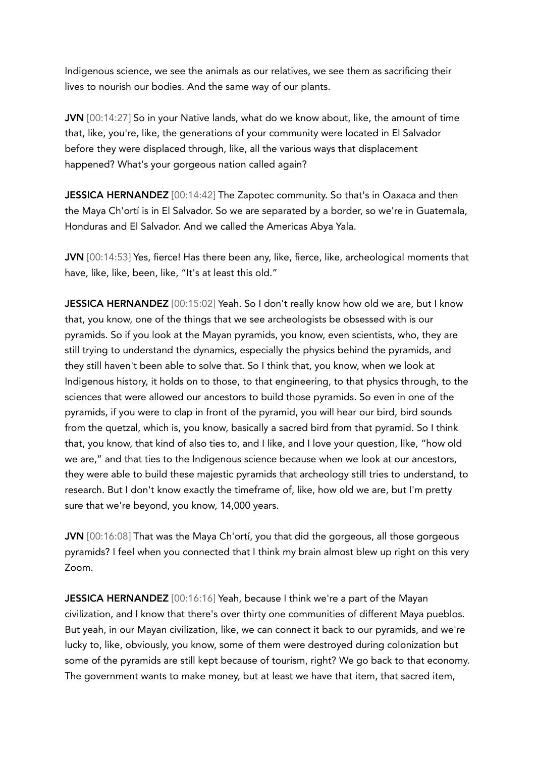Indigenous science, we see the animals as our relatives, we see them as sacrificing their lives to nourish our bodies. And the same way of our plants.

**JVN** [00:14:27] So in your Native lands, what do we know about, like, the amount of time that, like, you're, like, the generations of your community were located in El Salvador before they were displaced through, like, all the various ways that displacement happened? What's your gorgeous nation called again?

**JESSICA HERNANDEZ** [00:14:42] The Zapotec community. So that's in Oaxaca and then the Maya Ch'ortí is in El Salvador. So we are separated by a border, so we're in Guatemala, Honduras and El Salvador. And we called the Americas Abya Yala.

**JVN** [00:14:53] Yes, fierce! Has there been any, like, fierce, like, archeological moments that have, like, like, been, like, "It's at least this old."

**JESSICA HERNANDEZ** [00:15:02] Yeah. So I don't really know how old we are, but I know that, you know, one of the things that we see archeologists be obsessed with is our pyramids. So if you look at the Mayan pyramids, you know, even scientists, who, they are still trying to understand the dynamics, especially the physics behind the pyramids, and they still haven't been able to solve that. So I think that, you know, when we look at Indigenous history, it holds on to those, to that engineering, to that physics through, to the sciences that were allowed our ancestors to build those pyramids. So even in one of the pyramids, if you were to clap in front of the pyramid, you will hear our bird, bird sounds from the quetzal, which is, you know, basically a sacred bird from that pyramid. So I think that, you know, that kind of also ties to, and I like, and I love your question, like, "how old we are," and that ties to the Indigenous science because when we look at our ancestors, they were able to build these majestic pyramids that archeology still tries to understand, to research. But I don't know exactly the timeframe of, like, how old we are, but I'm pretty sure that we're beyond, you know, 14,000 years.

**JVN** [00:16:08] That was the Maya Ch'ortí, you that did the gorgeous, all those gorgeous pyramids? I feel when you connected that I think my brain almost blew up right on this very Zoom.

**JESSICA HERNANDEZ** [00:16:16] Yeah, because I think we're a part of the Mayan civilization, and I know that there's over thirty one communities of different Maya pueblos. But yeah, in our Mayan civilization, like, we can connect it back to our pyramids, and we're lucky to, like, obviously, you know, some of them were destroyed during colonization but some of the pyramids are still kept because of tourism, right? We go back to that economy. The government wants to make money, but at least we have that item, that sacred item,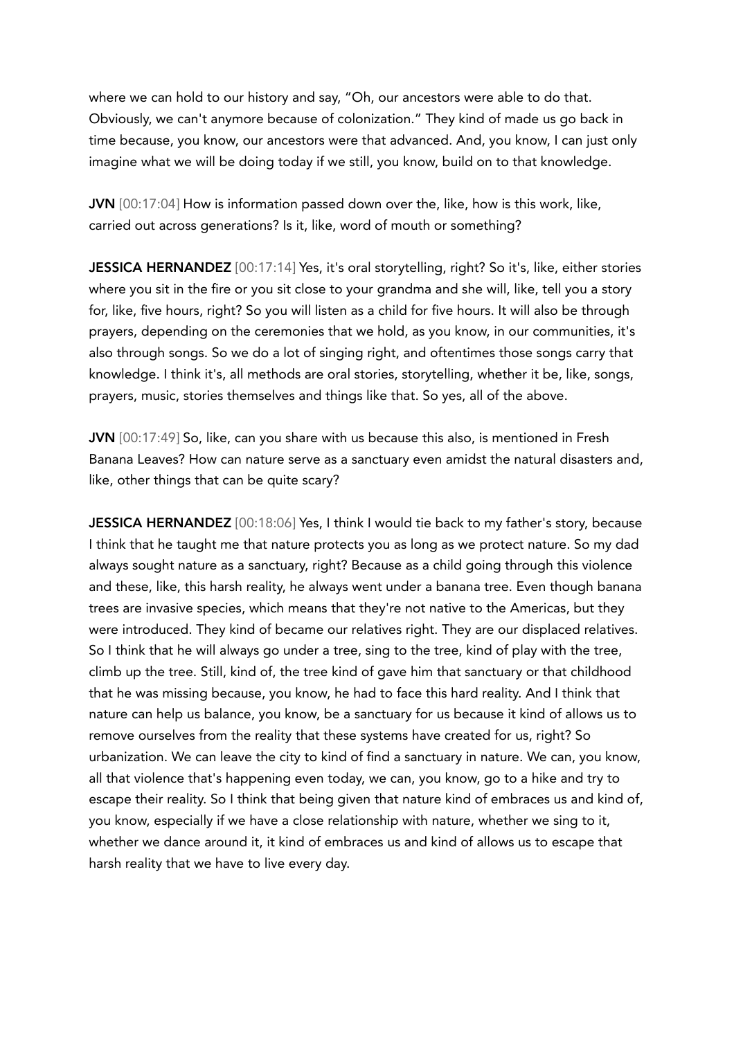where we can hold to our history and say, "Oh, our ancestors were able to do that. Obviously, we can't anymore because of colonization." They kind of made us go back in time because, you know, our ancestors were that advanced. And, you know, I can just only imagine what we will be doing today if we still, you know, build on to that knowledge.

**JVN** [00:17:04] How is information passed down over the, like, how is this work, like, carried out across generations? Is it, like, word of mouth or something?

**JESSICA HERNANDEZ** [00:17:14] Yes, it's oral storytelling, right? So it's, like, either stories where you sit in the fire or you sit close to your grandma and she will, like, tell you a story for, like, five hours, right? So you will listen as a child for five hours. It will also be through prayers, depending on the ceremonies that we hold, as you know, in our communities, it's also through songs. So we do a lot of singing right, and oftentimes those songs carry that knowledge. I think it's, all methods are oral stories, storytelling, whether it be, like, songs, prayers, music, stories themselves and things like that. So yes, all of the above.

**JVN** [00:17:49] So, like, can you share with us because this also, is mentioned in Fresh Banana Leaves? How can nature serve as a sanctuary even amidst the natural disasters and, like, other things that can be quite scary?

**JESSICA HERNANDEZ** [00:18:06] Yes, I think I would tie back to my father's story, because I think that he taught me that nature protects you as long as we protect nature. So my dad always sought nature as a sanctuary, right? Because as a child going through this violence and these, like, this harsh reality, he always went under a banana tree. Even though banana trees are invasive species, which means that they're not native to the Americas, but they were introduced. They kind of became our relatives right. They are our displaced relatives. So I think that he will always go under a tree, sing to the tree, kind of play with the tree, climb up the tree. Still, kind of, the tree kind of gave him that sanctuary or that childhood that he was missing because, you know, he had to face this hard reality. And I think that nature can help us balance, you know, be a sanctuary for us because it kind of allows us to remove ourselves from the reality that these systems have created for us, right? So urbanization. We can leave the city to kind of find a sanctuary in nature. We can, you know, all that violence that's happening even today, we can, you know, go to a hike and try to escape their reality. So I think that being given that nature kind of embraces us and kind of, you know, especially if we have a close relationship with nature, whether we sing to it, whether we dance around it, it kind of embraces us and kind of allows us to escape that harsh reality that we have to live every day.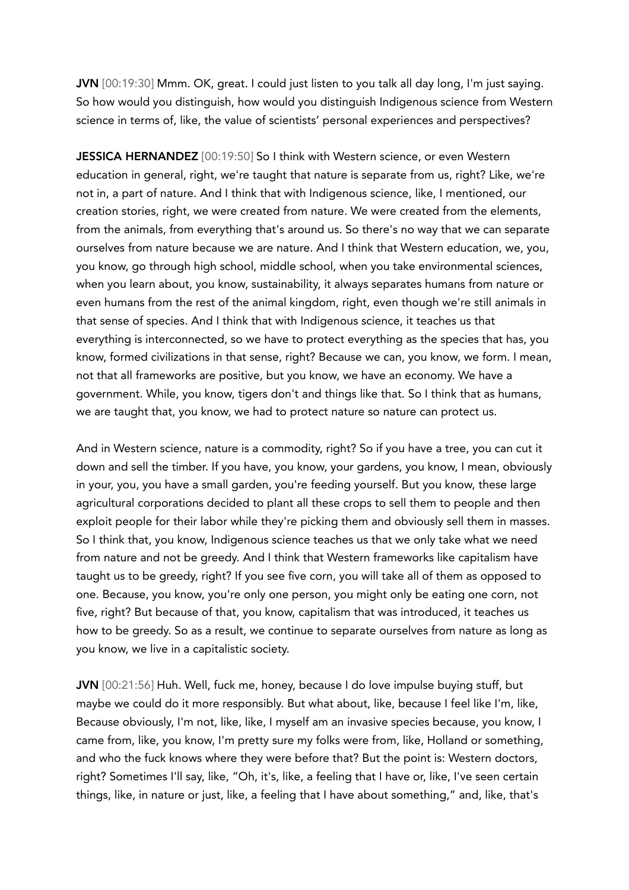**JVN** [00:19:30] Mmm. OK, great. I could just listen to you talk all day long, I'm just saying. So how would you distinguish, how would you distinguish Indigenous science from Western science in terms of, like, the value of scientists' personal experiences and perspectives?

**JESSICA HERNANDEZ** [00:19:50] So I think with Western science, or even Western education in general, right, we're taught that nature is separate from us, right? Like, we're not in, a part of nature. And I think that with Indigenous science, like, I mentioned, our creation stories, right, we were created from nature. We were created from the elements, from the animals, from everything that's around us. So there's no way that we can separate ourselves from nature because we are nature. And I think that Western education, we, you, you know, go through high school, middle school, when you take environmental sciences, when you learn about, you know, sustainability, it always separates humans from nature or even humans from the rest of the animal kingdom, right, even though we're still animals in that sense of species. And I think that with Indigenous science, it teaches us that everything is interconnected, so we have to protect everything as the species that has, you know, formed civilizations in that sense, right? Because we can, you know, we form. I mean, not that all frameworks are positive, but you know, we have an economy. We have a government. While, you know, tigers don't and things like that. So I think that as humans, we are taught that, you know, we had to protect nature so nature can protect us.

And in Western science, nature is a commodity, right? So if you have a tree, you can cut it down and sell the timber. If you have, you know, your gardens, you know, I mean, obviously in your, you, you have a small garden, you're feeding yourself. But you know, these large agricultural corporations decided to plant all these crops to sell them to people and then exploit people for their labor while they're picking them and obviously sell them in masses. So I think that, you know, Indigenous science teaches us that we only take what we need from nature and not be greedy. And I think that Western frameworks like capitalism have taught us to be greedy, right? If you see five corn, you will take all of them as opposed to one. Because, you know, you're only one person, you might only be eating one corn, not five, right? But because of that, you know, capitalism that was introduced, it teaches us how to be greedy. So as a result, we continue to separate ourselves from nature as long as you know, we live in a capitalistic society.

**JVN** [00:21:56] Huh. Well, fuck me, honey, because I do love impulse buying stuff, but maybe we could do it more responsibly. But what about, like, because I feel like I'm, like, Because obviously, I'm not, like, like, I myself am an invasive species because, you know, I came from, like, you know, I'm pretty sure my folks were from, like, Holland or something, and who the fuck knows where they were before that? But the point is: Western doctors, right? Sometimes I'll say, like, "Oh, it's, like, a feeling that I have or, like, I've seen certain things, like, in nature or just, like, a feeling that I have about something," and, like, that's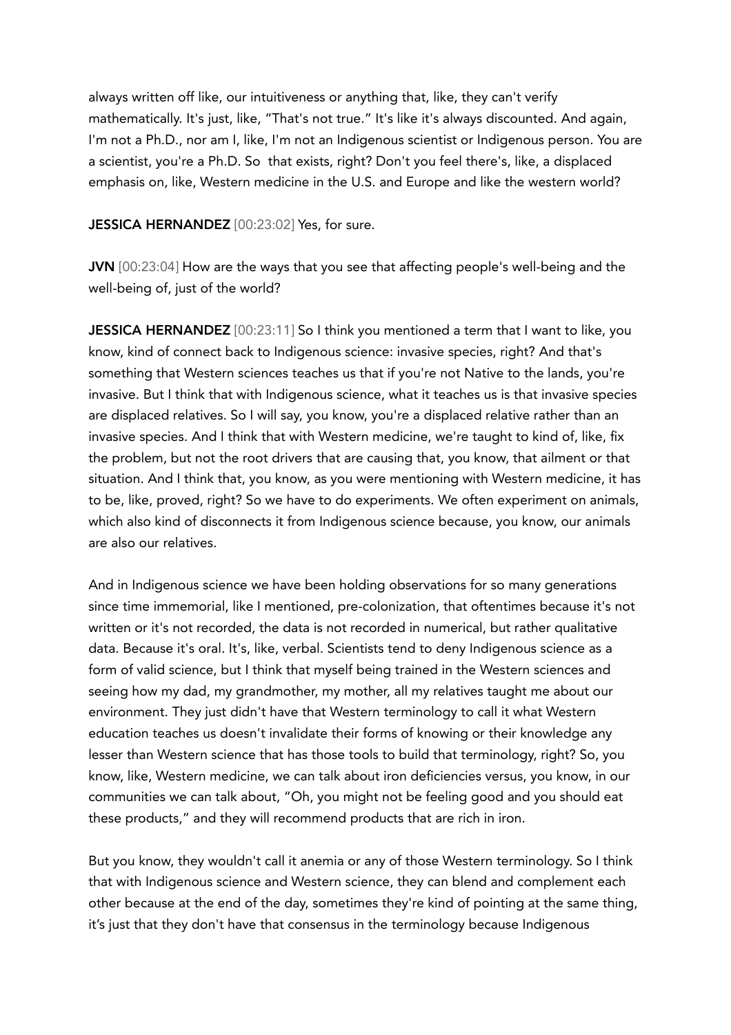always written off like, our intuitiveness or anything that, like, they can't verify mathematically. It's just, like, "That's not true." It's like it's always discounted. And again, I'm not a Ph.D., nor am I, like, I'm not an Indigenous scientist or Indigenous person. You are a scientist, you're a Ph.D. So that exists, right? Don't you feel there's, like, a displaced emphasis on, like, Western medicine in the U.S. and Europe and like the western world?

**JESSICA HERNANDEZ** [00:23:02] Yes, for sure.

**JVN** [00:23:04] How are the ways that you see that affecting people's well-being and the well-being of, just of the world?

**JESSICA HERNANDEZ** [00:23:11] So I think you mentioned a term that I want to like, you know, kind of connect back to Indigenous science: invasive species, right? And that's something that Western sciences teaches us that if you're not Native to the lands, you're invasive. But I think that with Indigenous science, what it teaches us is that invasive species are displaced relatives. So I will say, you know, you're a displaced relative rather than an invasive species. And I think that with Western medicine, we're taught to kind of, like, fix the problem, but not the root drivers that are causing that, you know, that ailment or that situation. And I think that, you know, as you were mentioning with Western medicine, it has to be, like, proved, right? So we have to do experiments. We often experiment on animals, which also kind of disconnects it from Indigenous science because, you know, our animals are also our relatives.

And in Indigenous science we have been holding observations for so many generations since time immemorial, like I mentioned, pre-colonization, that oftentimes because it's not written or it's not recorded, the data is not recorded in numerical, but rather qualitative data. Because it's oral. It's, like, verbal. Scientists tend to deny Indigenous science as a form of valid science, but I think that myself being trained in the Western sciences and seeing how my dad, my grandmother, my mother, all my relatives taught me about our environment. They just didn't have that Western terminology to call it what Western education teaches us doesn't invalidate their forms of knowing or their knowledge any lesser than Western science that has those tools to build that terminology, right? So, you know, like, Western medicine, we can talk about iron deficiencies versus, you know, in our communities we can talk about, "Oh, you might not be feeling good and you should eat these products," and they will recommend products that are rich in iron.

But you know, they wouldn't call it anemia or any of those Western terminology. So I think that with Indigenous science and Western science, they can blend and complement each other because at the end of the day, sometimes they're kind of pointing at the same thing, it's just that they don't have that consensus in the terminology because Indigenous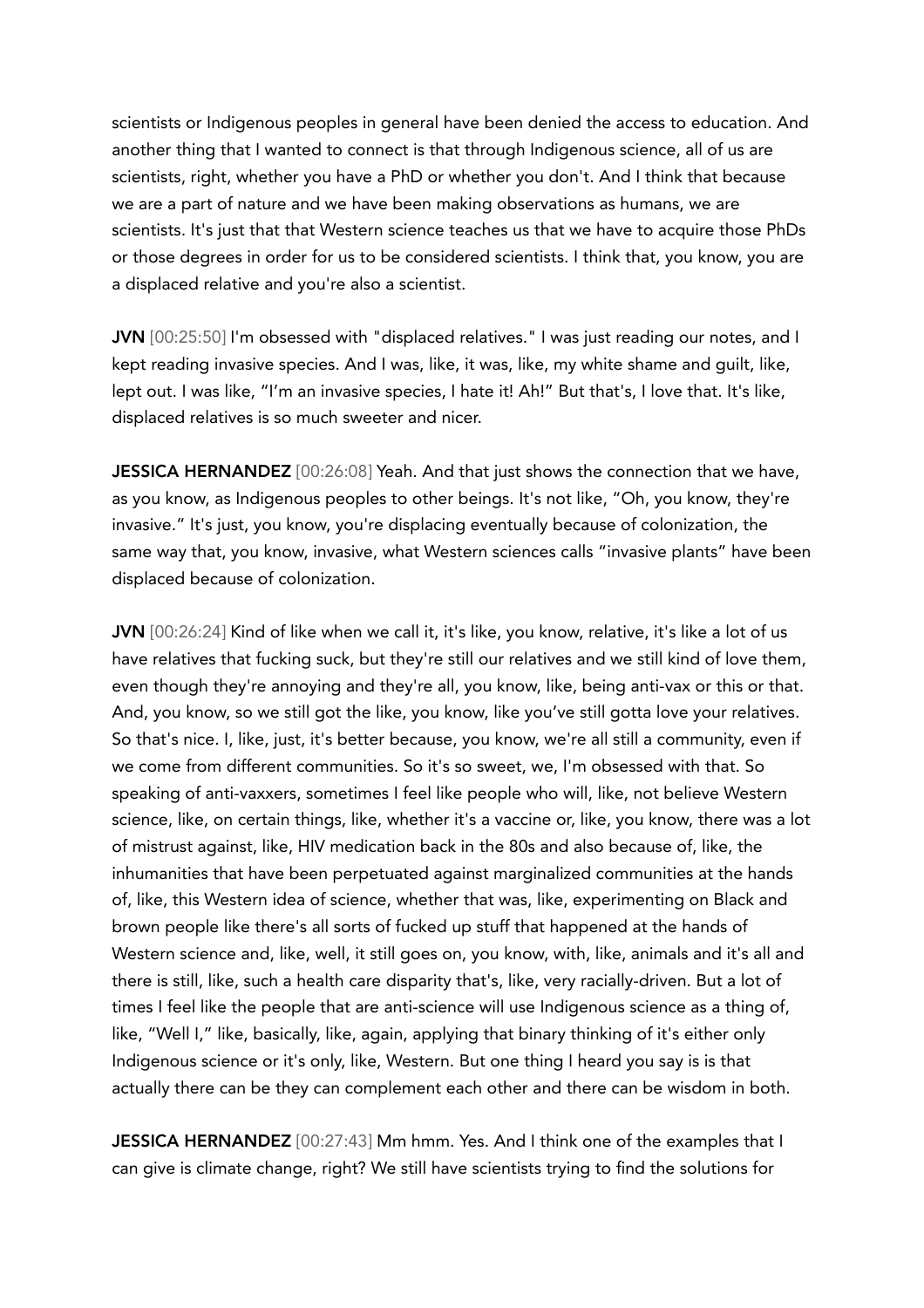scientists or Indigenous peoples in general have been denied the access to education. And another thing that I wanted to connect is that through Indigenous science, all of us are scientists, right, whether you have a PhD or whether you don't. And I think that because we are a part of nature and we have been making observations as humans, we are scientists. It's just that that Western science teaches us that we have to acquire those PhDs or those degrees in order for us to be considered scientists. I think that, you know, you are a displaced relative and you're also a scientist.

**JVN** [00:25:50] I'm obsessed with "displaced relatives." I was just reading our notes, and I kept reading invasive species. And I was, like, it was, like, my white shame and guilt, like, lept out. I was like, "I'm an invasive species, I hate it! Ah!" But that's, I love that. It's like, displaced relatives is so much sweeter and nicer.

**JESSICA HERNANDEZ** [00:26:08] Yeah. And that just shows the connection that we have, as you know, as Indigenous peoples to other beings. It's not like, "Oh, you know, they're invasive." It's just, you know, you're displacing eventually because of colonization, the same way that, you know, invasive, what Western sciences calls "invasive plants" have been displaced because of colonization.

**JVN** [00:26:24] Kind of like when we call it, it's like, you know, relative, it's like a lot of us have relatives that fucking suck, but they're still our relatives and we still kind of love them, even though they're annoying and they're all, you know, like, being anti-vax or this or that. And, you know, so we still got the like, you know, like you've still gotta love your relatives. So that's nice. I, like, just, it's better because, you know, we're all still a community, even if we come from different communities. So it's so sweet, we, I'm obsessed with that. So speaking of anti-vaxxers, sometimes I feel like people who will, like, not believe Western science, like, on certain things, like, whether it's a vaccine or, like, you know, there was a lot of mistrust against, like, HIV medication back in the 80s and also because of, like, the inhumanities that have been perpetuated against marginalized communities at the hands of, like, this Western idea of science, whether that was, like, experimenting on Black and brown people like there's all sorts of fucked up stuff that happened at the hands of Western science and, like, well, it still goes on, you know, with, like, animals and it's all and there is still, like, such a health care disparity that's, like, very racially-driven. But a lot of times I feel like the people that are anti-science will use Indigenous science as a thing of, like, "Well I," like, basically, like, again, applying that binary thinking of it's either only Indigenous science or it's only, like, Western. But one thing I heard you say is is that actually there can be they can complement each other and there can be wisdom in both.

**JESSICA HERNANDEZ** [00:27:43] Mm hmm. Yes. And I think one of the examples that I can give is climate change, right? We still have scientists trying to find the solutions for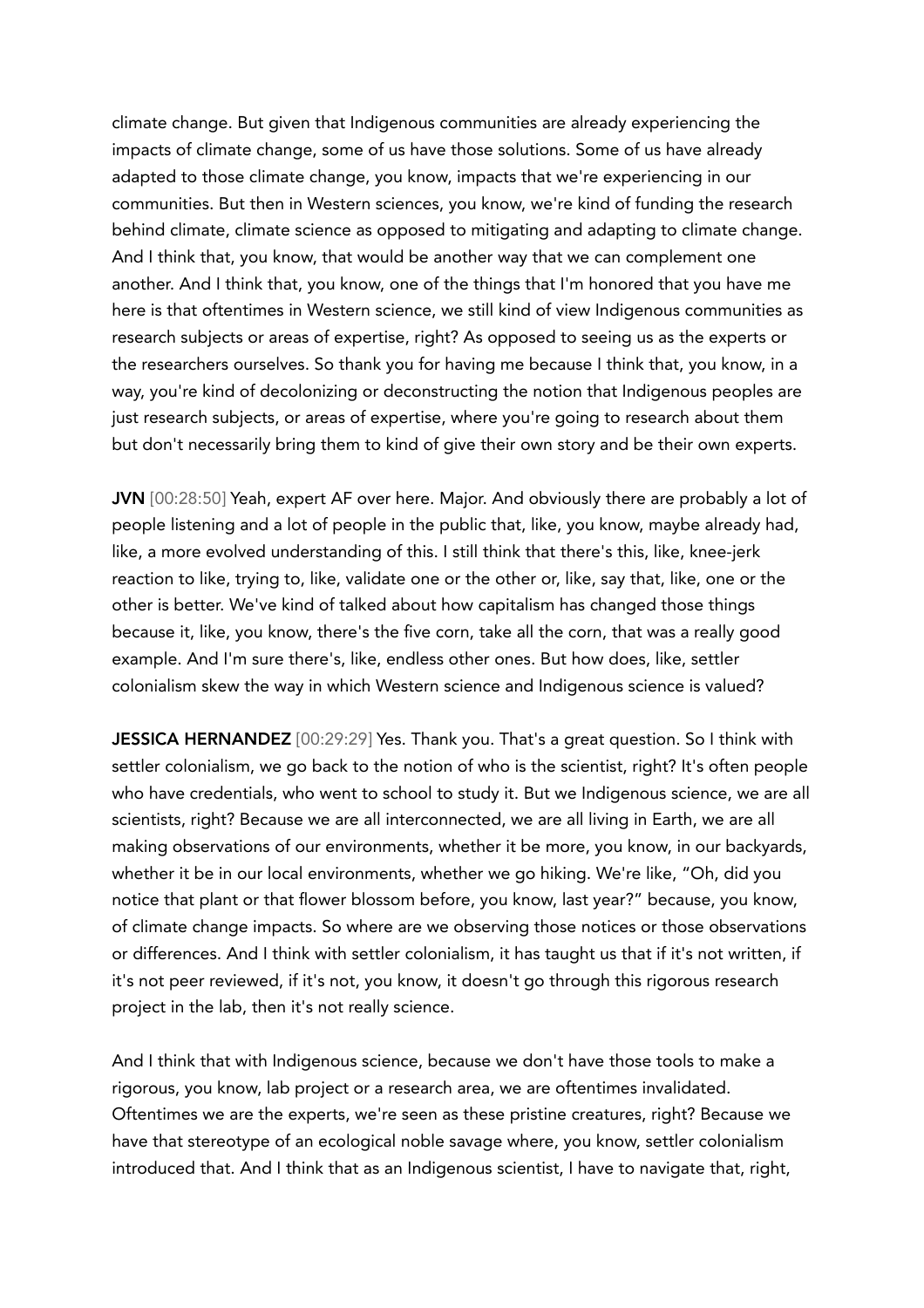climate change. But given that Indigenous communities are already experiencing the impacts of climate change, some of us have those solutions. Some of us have already adapted to those climate change, you know, impacts that we're experiencing in our communities. But then in Western sciences, you know, we're kind of funding the research behind climate, climate science as opposed to mitigating and adapting to climate change. And I think that, you know, that would be another way that we can complement one another. And I think that, you know, one of the things that I'm honored that you have me here is that oftentimes in Western science, we still kind of view Indigenous communities as research subjects or areas of expertise, right? As opposed to seeing us as the experts or the researchers ourselves. So thank you for having me because I think that, you know, in a way, you're kind of decolonizing or deconstructing the notion that Indigenous peoples are just research subjects, or areas of expertise, where you're going to research about them but don't necessarily bring them to kind of give their own story and be their own experts.

**JVN** [00:28:50] Yeah, expert AF over here. Major. And obviously there are probably a lot of people listening and a lot of people in the public that, like, you know, maybe already had, like, a more evolved understanding of this. I still think that there's this, like, knee-jerk reaction to like, trying to, like, validate one or the other or, like, say that, like, one or the other is better. We've kind of talked about how capitalism has changed those things because it, like, you know, there's the five corn, take all the corn, that was a really good example. And I'm sure there's, like, endless other ones. But how does, like, settler colonialism skew the way in which Western science and Indigenous science is valued?

**JESSICA HERNANDEZ** [00:29:29] Yes. Thank you. That's a great question. So I think with settler colonialism, we go back to the notion of who is the scientist, right? It's often people who have credentials, who went to school to study it. But we Indigenous science, we are all scientists, right? Because we are all interconnected, we are all living in Earth, we are all making observations of our environments, whether it be more, you know, in our backyards, whether it be in our local environments, whether we go hiking. We're like, "Oh, did you notice that plant or that flower blossom before, you know, last year?" because, you know, of climate change impacts. So where are we observing those notices or those observations or differences. And I think with settler colonialism, it has taught us that if it's not written, if it's not peer reviewed, if it's not, you know, it doesn't go through this rigorous research project in the lab, then it's not really science.

And I think that with Indigenous science, because we don't have those tools to make a rigorous, you know, lab project or a research area, we are oftentimes invalidated. Oftentimes we are the experts, we're seen as these pristine creatures, right? Because we have that stereotype of an ecological noble savage where, you know, settler colonialism introduced that. And I think that as an Indigenous scientist, I have to navigate that, right,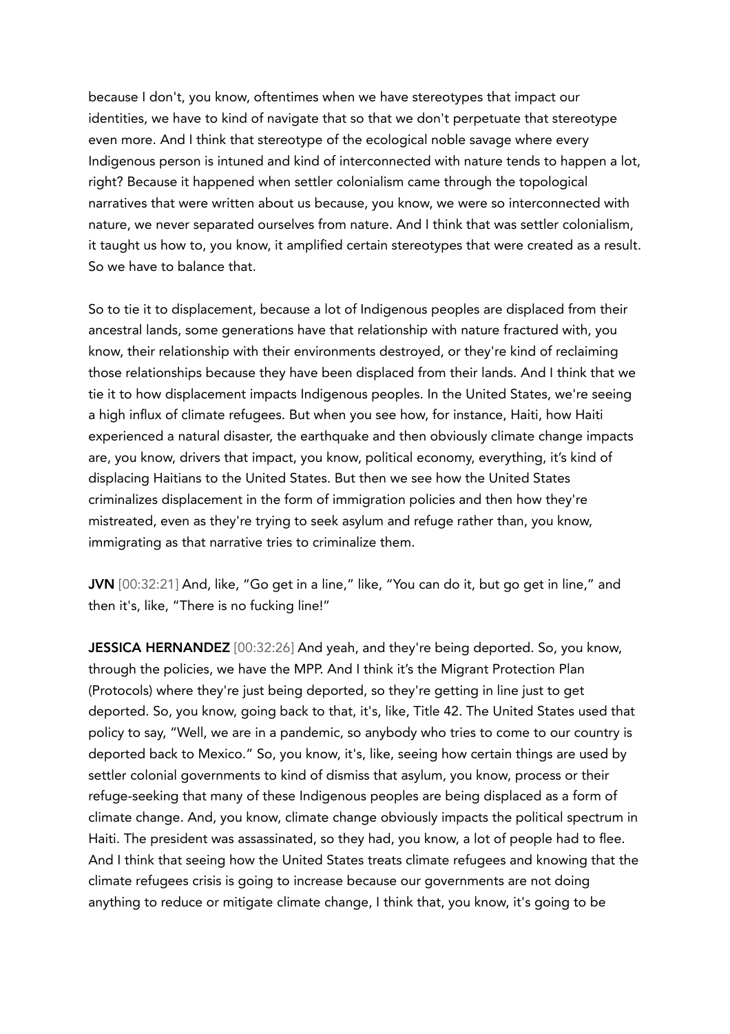because I don't, you know, oftentimes when we have stereotypes that impact our identities, we have to kind of navigate that so that we don't perpetuate that stereotype even more. And I think that stereotype of the ecological noble savage where every Indigenous person is intuned and kind of interconnected with nature tends to happen a lot, right? Because it happened when settler colonialism came through the topological narratives that were written about us because, you know, we were so interconnected with nature, we never separated ourselves from nature. And I think that was settler colonialism, it taught us how to, you know, it amplified certain stereotypes that were created as a result. So we have to balance that.

So to tie it to displacement, because a lot of Indigenous peoples are displaced from their ancestral lands, some generations have that relationship with nature fractured with, you know, their relationship with their environments destroyed, or they're kind of reclaiming those relationships because they have been displaced from their lands. And I think that we tie it to how displacement impacts Indigenous peoples. In the United States, we're seeing a high influx of climate refugees. But when you see how, for instance, Haiti, how Haiti experienced a natural disaster, the earthquake and then obviously climate change impacts are, you know, drivers that impact, you know, political economy, everything, it's kind of displacing Haitians to the United States. But then we see how the United States criminalizes displacement in the form of immigration policies and then how they're mistreated, even as they're trying to seek asylum and refuge rather than, you know, immigrating as that narrative tries to criminalize them.

**JVN** [00:32:21] And, like, "Go get in a line," like, "You can do it, but go get in line," and then it's, like, "There is no fucking line!"

**JESSICA HERNANDEZ** [00:32:26] And yeah, and they're being deported. So, you know, through the policies, we have the MPP. And I think it's the Migrant Protection Plan (Protocols) where they're just being deported, so they're getting in line just to get deported. So, you know, going back to that, it's, like, Title 42. The United States used that policy to say, "Well, we are in a pandemic, so anybody who tries to come to our country is deported back to Mexico." So, you know, it's, like, seeing how certain things are used by settler colonial governments to kind of dismiss that asylum, you know, process or their refuge-seeking that many of these Indigenous peoples are being displaced as a form of climate change. And, you know, climate change obviously impacts the political spectrum in Haiti. The president was assassinated, so they had, you know, a lot of people had to flee. And I think that seeing how the United States treats climate refugees and knowing that the climate refugees crisis is going to increase because our governments are not doing anything to reduce or mitigate climate change, I think that, you know, it's going to be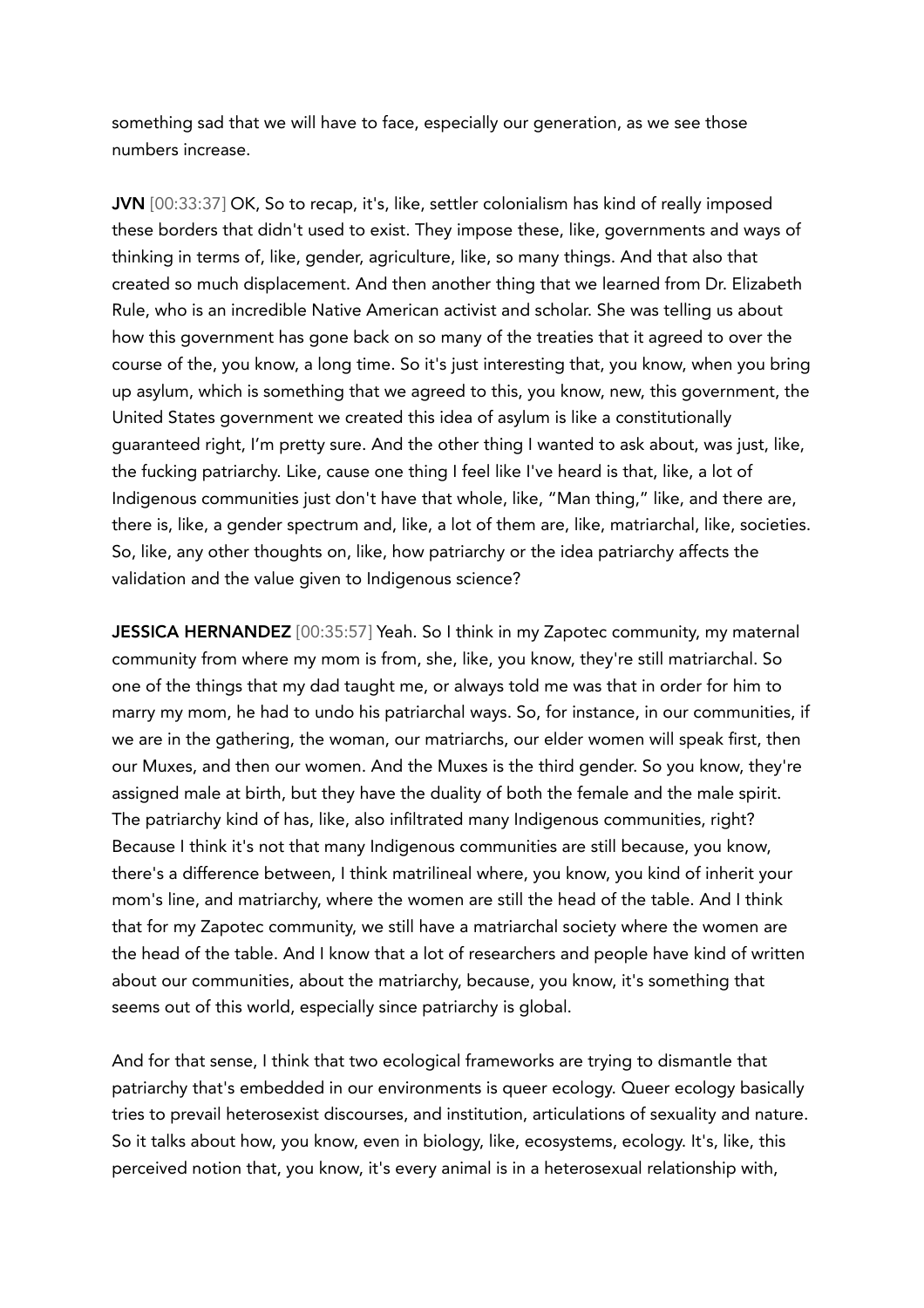something sad that we will have to face, especially our generation, as we see those numbers increase.

**JVN** [00:33:37] OK, So to recap, it's, like, settler colonialism has kind of really imposed these borders that didn't used to exist. They impose these, like, governments and ways of thinking in terms of, like, gender, agriculture, like, so many things. And that also that created so much displacement. And then another thing that we learned from Dr. Elizabeth Rule, who is an incredible Native American activist and scholar. She was telling us about how this government has gone back on so many of the treaties that it agreed to over the course of the, you know, a long time. So it's just interesting that, you know, when you bring up asylum, which is something that we agreed to this, you know, new, this government, the United States government we created this idea of asylum is like a constitutionally guaranteed right, I'm pretty sure. And the other thing I wanted to ask about, was just, like, the fucking patriarchy. Like, cause one thing I feel like I've heard is that, like, a lot of Indigenous communities just don't have that whole, like, "Man thing," like, and there are, there is, like, a gender spectrum and, like, a lot of them are, like, matriarchal, like, societies. So, like, any other thoughts on, like, how patriarchy or the idea patriarchy affects the validation and the value given to Indigenous science?

**JESSICA HERNANDEZ** [00:35:57] Yeah. So I think in my Zapotec community, my maternal community from where my mom is from, she, like, you know, they're still matriarchal. So one of the things that my dad taught me, or always told me was that in order for him to marry my mom, he had to undo his patriarchal ways. So, for instance, in our communities, if we are in the gathering, the woman, our matriarchs, our elder women will speak first, then our Muxes, and then our women. And the Muxes is the third gender. So you know, they're assigned male at birth, but they have the duality of both the female and the male spirit. The patriarchy kind of has, like, also infiltrated many Indigenous communities, right? Because I think it's not that many Indigenous communities are still because, you know, there's a difference between, I think matrilineal where, you know, you kind of inherit your mom's line, and matriarchy, where the women are still the head of the table. And I think that for my Zapotec community, we still have a matriarchal society where the women are the head of the table. And I know that a lot of researchers and people have kind of written about our communities, about the matriarchy, because, you know, it's something that seems out of this world, especially since patriarchy is global.

And for that sense, I think that two ecological frameworks are trying to dismantle that patriarchy that's embedded in our environments is queer ecology. Queer ecology basically tries to prevail heterosexist discourses, and institution, articulations of sexuality and nature. So it talks about how, you know, even in biology, like, ecosystems, ecology. It's, like, this perceived notion that, you know, it's every animal is in a heterosexual relationship with,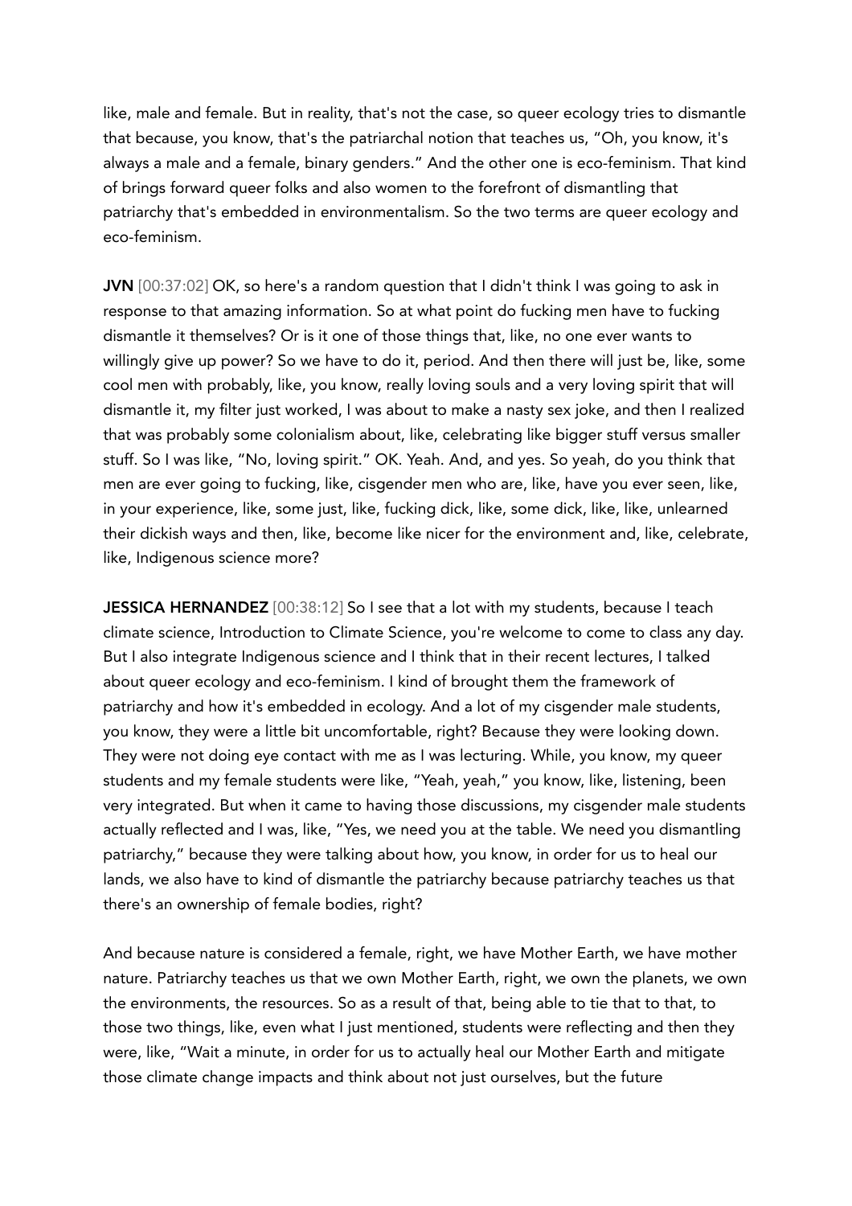like, male and female. But in reality, that's not the case, so queer ecology tries to dismantle that because, you know, that's the patriarchal notion that teaches us, "Oh, you know, it's always a male and a female, binary genders." And the other one is eco-feminism. That kind of brings forward queer folks and also women to the forefront of dismantling that patriarchy that's embedded in environmentalism. So the two terms are queer ecology and eco-feminism.

**JVN** [00:37:02] OK, so here's a random question that I didn't think I was going to ask in response to that amazing information. So at what point do fucking men have to fucking dismantle it themselves? Or is it one of those things that, like, no one ever wants to willingly give up power? So we have to do it, period. And then there will just be, like, some cool men with probably, like, you know, really loving souls and a very loving spirit that will dismantle it, my filter just worked, I was about to make a nasty sex joke, and then I realized that was probably some colonialism about, like, celebrating like bigger stuff versus smaller stuff. So I was like, "No, loving spirit." OK. Yeah. And, and yes. So yeah, do you think that men are ever going to fucking, like, cisgender men who are, like, have you ever seen, like, in your experience, like, some just, like, fucking dick, like, some dick, like, like, unlearned their dickish ways and then, like, become like nicer for the environment and, like, celebrate, like, Indigenous science more?

**JESSICA HERNANDEZ** [00:38:12] So I see that a lot with my students, because I teach climate science, Introduction to Climate Science, you're welcome to come to class any day. But I also integrate Indigenous science and I think that in their recent lectures, I talked about queer ecology and eco-feminism. I kind of brought them the framework of patriarchy and how it's embedded in ecology. And a lot of my cisgender male students, you know, they were a little bit uncomfortable, right? Because they were looking down. They were not doing eye contact with me as I was lecturing. While, you know, my queer students and my female students were like, "Yeah, yeah," you know, like, listening, been very integrated. But when it came to having those discussions, my cisgender male students actually reflected and I was, like, "Yes, we need you at the table. We need you dismantling patriarchy," because they were talking about how, you know, in order for us to heal our lands, we also have to kind of dismantle the patriarchy because patriarchy teaches us that there's an ownership of female bodies, right?

And because nature is considered a female, right, we have Mother Earth, we have mother nature. Patriarchy teaches us that we own Mother Earth, right, we own the planets, we own the environments, the resources. So as a result of that, being able to tie that to that, to those two things, like, even what I just mentioned, students were reflecting and then they were, like, "Wait a minute, in order for us to actually heal our Mother Earth and mitigate those climate change impacts and think about not just ourselves, but the future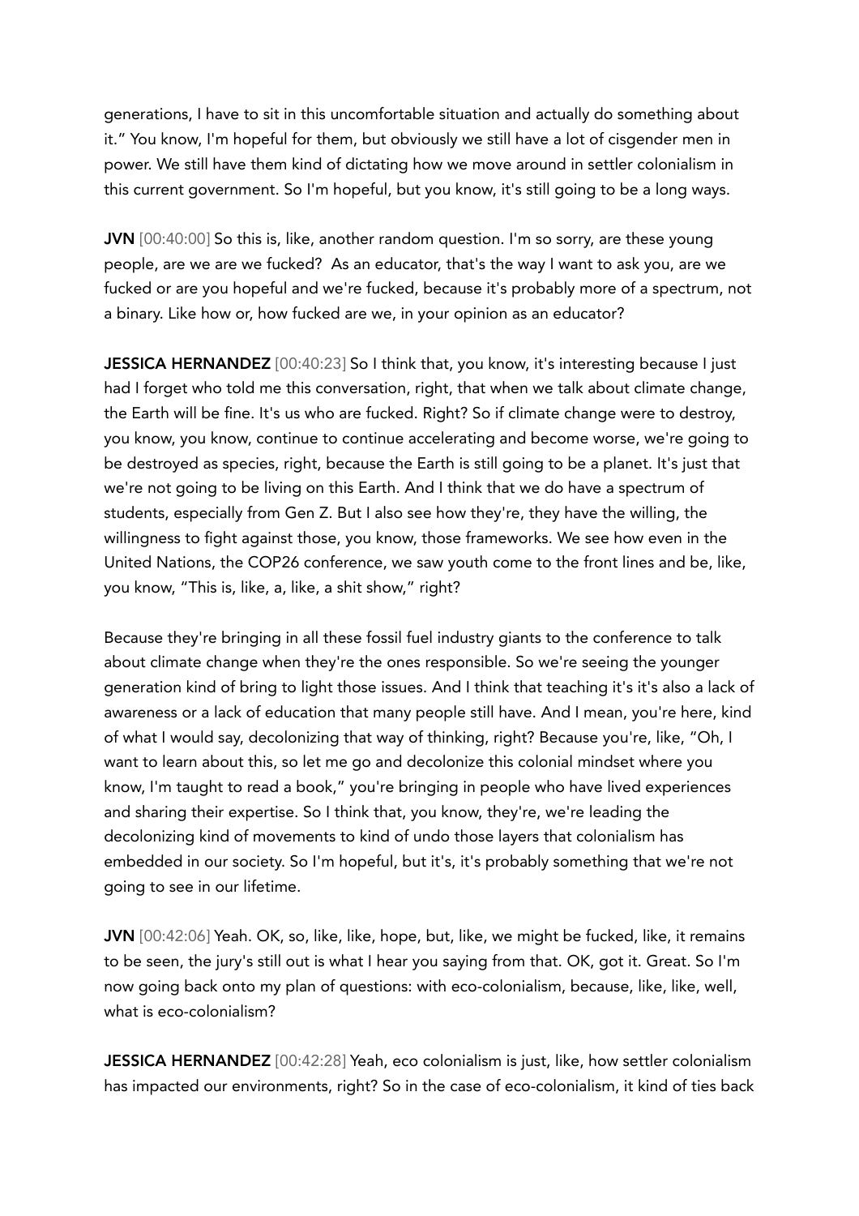generations, I have to sit in this uncomfortable situation and actually do something about it." You know, I'm hopeful for them, but obviously we still have a lot of cisgender men in power. We still have them kind of dictating how we move around in settler colonialism in this current government. So I'm hopeful, but you know, it's still going to be a long ways.

**JVN** [00:40:00] So this is, like, another random question. I'm so sorry, are these young people, are we are we fucked? As an educator, that's the way I want to ask you, are we fucked or are you hopeful and we're fucked, because it's probably more of a spectrum, not a binary. Like how or, how fucked are we, in your opinion as an educator?

**JESSICA HERNANDEZ** [00:40:23] So I think that, you know, it's interesting because I just had I forget who told me this conversation, right, that when we talk about climate change, the Earth will be fine. It's us who are fucked. Right? So if climate change were to destroy, you know, you know, continue to continue accelerating and become worse, we're going to be destroyed as species, right, because the Earth is still going to be a planet. It's just that we're not going to be living on this Earth. And I think that we do have a spectrum of students, especially from Gen Z. But I also see how they're, they have the willing, the willingness to fight against those, you know, those frameworks. We see how even in the United Nations, the COP26 conference, we saw youth come to the front lines and be, like, you know, "This is, like, a, like, a shit show," right?

Because they're bringing in all these fossil fuel industry giants to the conference to talk about climate change when they're the ones responsible. So we're seeing the younger generation kind of bring to light those issues. And I think that teaching it's it's also a lack of awareness or a lack of education that many people still have. And I mean, you're here, kind of what I would say, decolonizing that way of thinking, right? Because you're, like, "Oh, I want to learn about this, so let me go and decolonize this colonial mindset where you know, I'm taught to read a book," you're bringing in people who have lived experiences and sharing their expertise. So I think that, you know, they're, we're leading the decolonizing kind of movements to kind of undo those layers that colonialism has embedded in our society. So I'm hopeful, but it's, it's probably something that we're not going to see in our lifetime.

**JVN** [00:42:06] Yeah. OK, so, like, like, hope, but, like, we might be fucked, like, it remains to be seen, the jury's still out is what I hear you saying from that. OK, got it. Great. So I'm now going back onto my plan of questions: with eco-colonialism, because, like, like, well, what is eco-colonialism?

**JESSICA HERNANDEZ** [00:42:28] Yeah, eco colonialism is just, like, how settler colonialism has impacted our environments, right? So in the case of eco-colonialism, it kind of ties back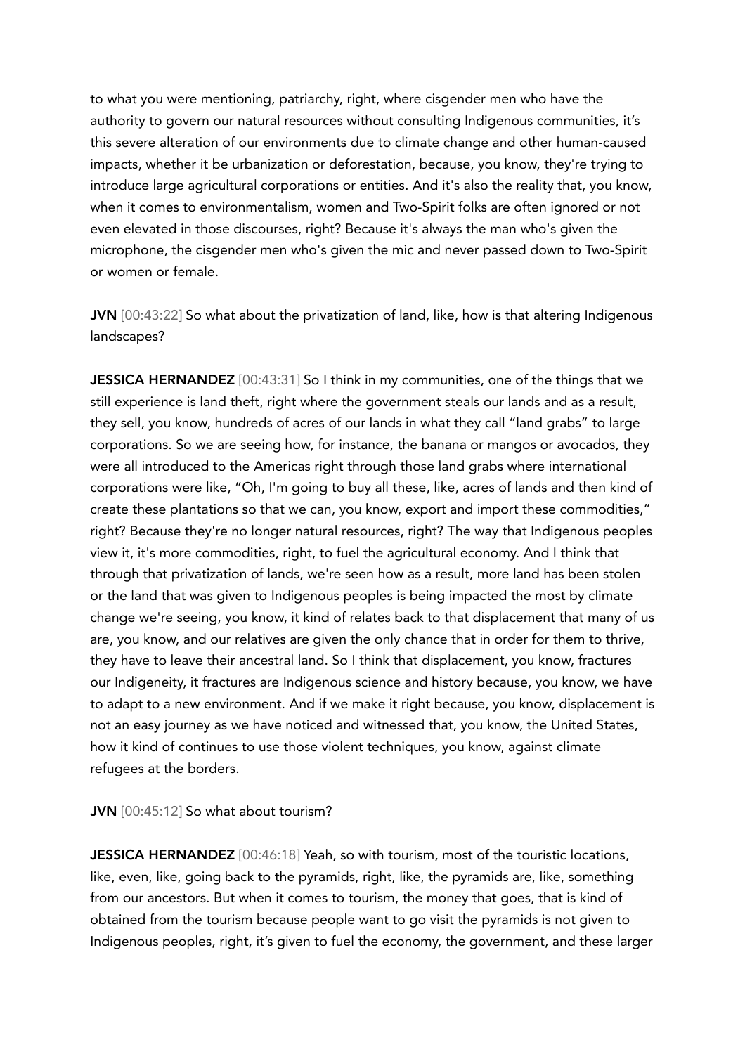to what you were mentioning, patriarchy, right, where cisgender men who have the authority to govern our natural resources without consulting Indigenous communities, it's this severe alteration of our environments due to climate change and other human-caused impacts, whether it be urbanization or deforestation, because, you know, they're trying to introduce large agricultural corporations or entities. And it's also the reality that, you know, when it comes to environmentalism, women and Two-Spirit folks are often ignored or not even elevated in those discourses, right? Because it's always the man who's given the microphone, the cisgender men who's given the mic and never passed down to Two-Spirit or women or female.

**JVN** [00:43:22] So what about the privatization of land, like, how is that altering Indigenous landscapes?

**JESSICA HERNANDEZ** [00:43:31] So I think in my communities, one of the things that we still experience is land theft, right where the government steals our lands and as a result, they sell, you know, hundreds of acres of our lands in what they call "land grabs" to large corporations. So we are seeing how, for instance, the banana or mangos or avocados, they were all introduced to the Americas right through those land grabs where international corporations were like, "Oh, I'm going to buy all these, like, acres of lands and then kind of create these plantations so that we can, you know, export and import these commodities," right? Because they're no longer natural resources, right? The way that Indigenous peoples view it, it's more commodities, right, to fuel the agricultural economy. And I think that through that privatization of lands, we're seen how as a result, more land has been stolen or the land that was given to Indigenous peoples is being impacted the most by climate change we're seeing, you know, it kind of relates back to that displacement that many of us are, you know, and our relatives are given the only chance that in order for them to thrive, they have to leave their ancestral land. So I think that displacement, you know, fractures our Indigeneity, it fractures are Indigenous science and history because, you know, we have to adapt to a new environment. And if we make it right because, you know, displacement is not an easy journey as we have noticed and witnessed that, you know, the United States, how it kind of continues to use those violent techniques, you know, against climate refugees at the borders.

**JVN** [00:45:12] So what about tourism?

**JESSICA HERNANDEZ** [00:46:18] Yeah, so with tourism, most of the touristic locations, like, even, like, going back to the pyramids, right, like, the pyramids are, like, something from our ancestors. But when it comes to tourism, the money that goes, that is kind of obtained from the tourism because people want to go visit the pyramids is not given to Indigenous peoples, right, it's given to fuel the economy, the government, and these larger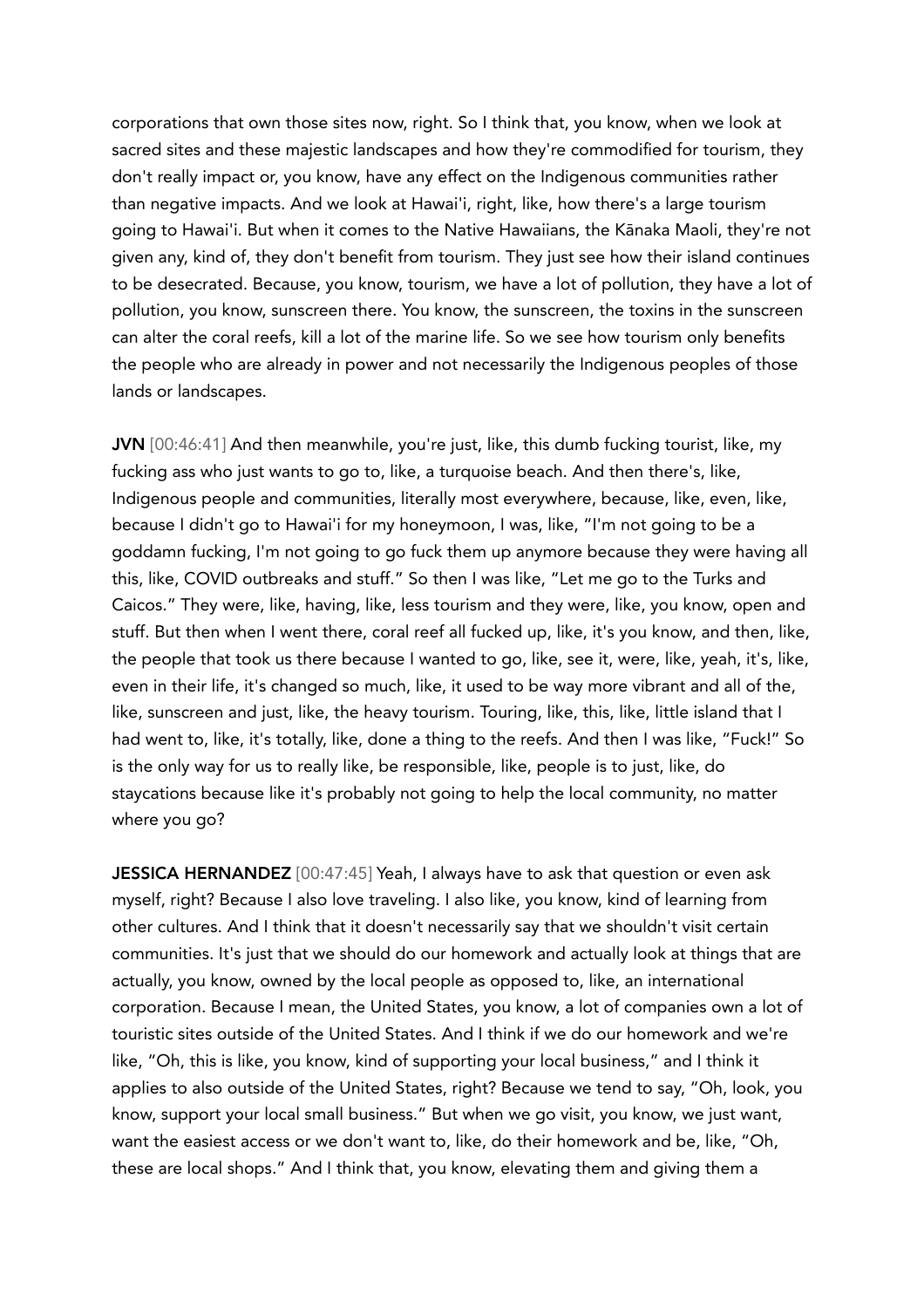corporations that own those sites now, right. So I think that, you know, when we look at sacred sites and these majestic landscapes and how they're commodified for tourism, they don't really impact or, you know, have any effect on the Indigenous communities rather than negative impacts. And we look at Hawai'i, right, like, how there's a large tourism going to Hawai'i. But when it comes to the Native Hawaiians, the Kānaka Maoli, they're not given any, kind of, they don't benefit from tourism. They just see how their island continues to be desecrated. Because, you know, tourism, we have a lot of pollution, they have a lot of pollution, you know, sunscreen there. You know, the sunscreen, the toxins in the sunscreen can alter the coral reefs, kill a lot of the marine life. So we see how tourism only benefits the people who are already in power and not necessarily the Indigenous peoples of those lands or landscapes.

**JVN** [00:46:41] And then meanwhile, you're just, like, this dumb fucking tourist, like, my fucking ass who just wants to go to, like, a turquoise beach. And then there's, like, Indigenous people and communities, literally most everywhere, because, like, even, like, because I didn't go to Hawai'i for my honeymoon, I was, like, "I'm not going to be a goddamn fucking, I'm not going to go fuck them up anymore because they were having all this, like, COVID outbreaks and stuff." So then I was like, "Let me go to the Turks and Caicos." They were, like, having, like, less tourism and they were, like, you know, open and stuff. But then when I went there, coral reef all fucked up, like, it's you know, and then, like, the people that took us there because I wanted to go, like, see it, were, like, yeah, it's, like, even in their life, it's changed so much, like, it used to be way more vibrant and all of the, like, sunscreen and just, like, the heavy tourism. Touring, like, this, like, little island that I had went to, like, it's totally, like, done a thing to the reefs. And then I was like, "Fuck!" So is the only way for us to really like, be responsible, like, people is to just, like, do staycations because like it's probably not going to help the local community, no matter where you go?

**JESSICA HERNANDEZ** [00:47:45] Yeah, I always have to ask that question or even ask myself, right? Because I also love traveling. I also like, you know, kind of learning from other cultures. And I think that it doesn't necessarily say that we shouldn't visit certain communities. It's just that we should do our homework and actually look at things that are actually, you know, owned by the local people as opposed to, like, an international corporation. Because I mean, the United States, you know, a lot of companies own a lot of touristic sites outside of the United States. And I think if we do our homework and we're like, "Oh, this is like, you know, kind of supporting your local business," and I think it applies to also outside of the United States, right? Because we tend to say, "Oh, look, you know, support your local small business." But when we go visit, you know, we just want, want the easiest access or we don't want to, like, do their homework and be, like, "Oh, these are local shops." And I think that, you know, elevating them and giving them a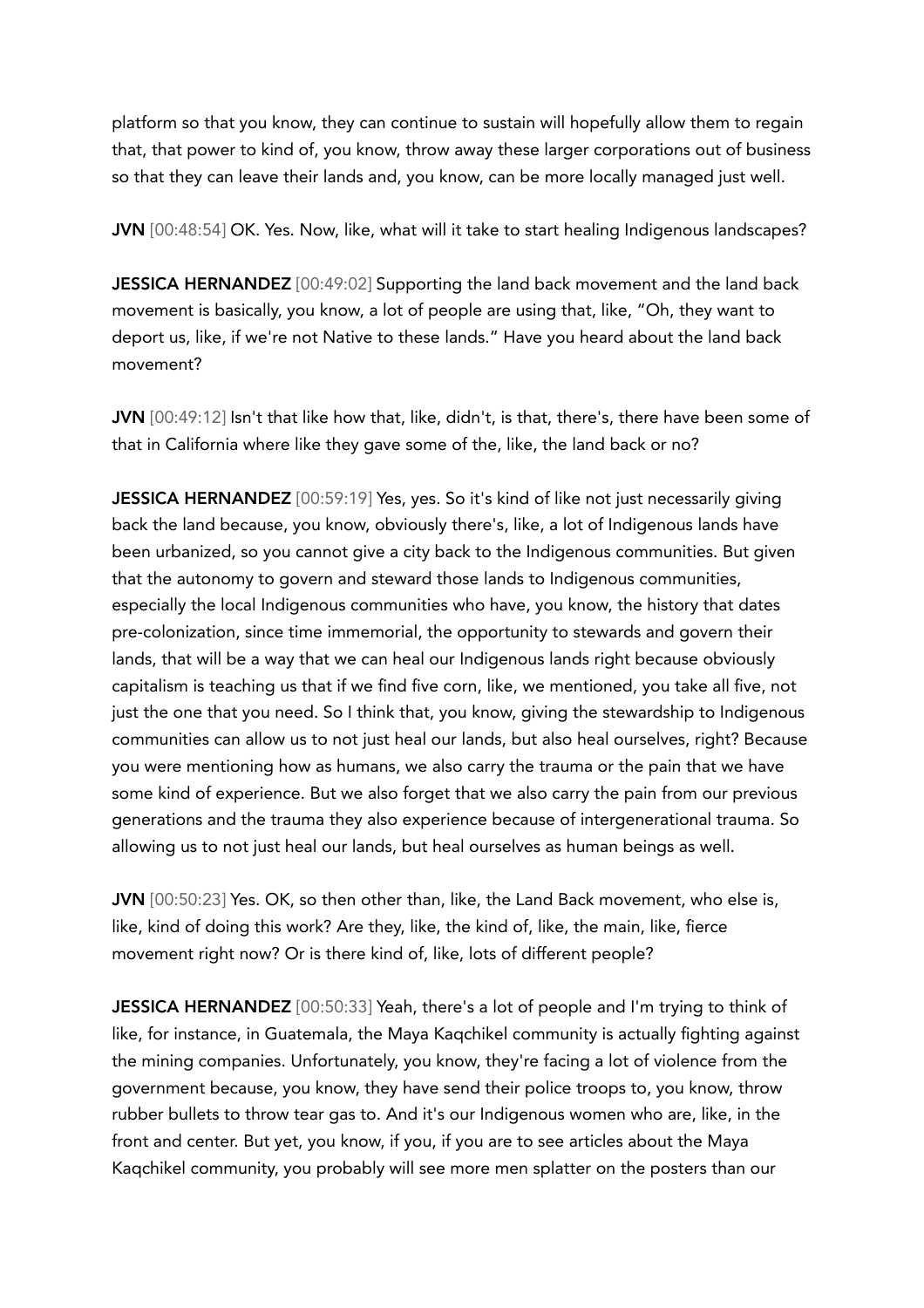platform so that you know, they can continue to sustain will hopefully allow them to regain that, that power to kind of, you know, throw away these larger corporations out of business so that they can leave their lands and, you know, can be more locally managed just well.

**JVN** [00:48:54] OK. Yes. Now, like, what will it take to start healing Indigenous landscapes?

**JESSICA HERNANDEZ** [00:49:02] Supporting the land back movement and the land back movement is basically, you know, a lot of people are using that, like, "Oh, they want to deport us, like, if we're not Native to these lands." Have you heard about the land back movement?

**JVN** [00:49:12] Isn't that like how that, like, didn't, is that, there's, there have been some of that in California where like they gave some of the, like, the land back or no?

**JESSICA HERNANDEZ** [00:59:19] Yes, yes. So it's kind of like not just necessarily giving back the land because, you know, obviously there's, like, a lot of Indigenous lands have been urbanized, so you cannot give a city back to the Indigenous communities. But given that the autonomy to govern and steward those lands to Indigenous communities, especially the local Indigenous communities who have, you know, the history that dates pre-colonization, since time immemorial, the opportunity to stewards and govern their lands, that will be a way that we can heal our Indigenous lands right because obviously capitalism is teaching us that if we find five corn, like, we mentioned, you take all five, not just the one that you need. So I think that, you know, giving the stewardship to Indigenous communities can allow us to not just heal our lands, but also heal ourselves, right? Because you were mentioning how as humans, we also carry the trauma or the pain that we have some kind of experience. But we also forget that we also carry the pain from our previous generations and the trauma they also experience because of intergenerational trauma. So allowing us to not just heal our lands, but heal ourselves as human beings as well.

**JVN** [00:50:23] Yes. OK, so then other than, like, the Land Back movement, who else is, like, kind of doing this work? Are they, like, the kind of, like, the main, like, fierce movement right now? Or is there kind of, like, lots of different people?

**JESSICA HERNANDEZ** [00:50:33] Yeah, there's a lot of people and I'm trying to think of like, for instance, in Guatemala, the Maya Kaqchikel community is actually fighting against the mining companies. Unfortunately, you know, they're facing a lot of violence from the government because, you know, they have send their police troops to, you know, throw rubber bullets to throw tear gas to. And it's our Indigenous women who are, like, in the front and center. But yet, you know, if you, if you are to see articles about the Maya Kaqchikel community, you probably will see more men splatter on the posters than our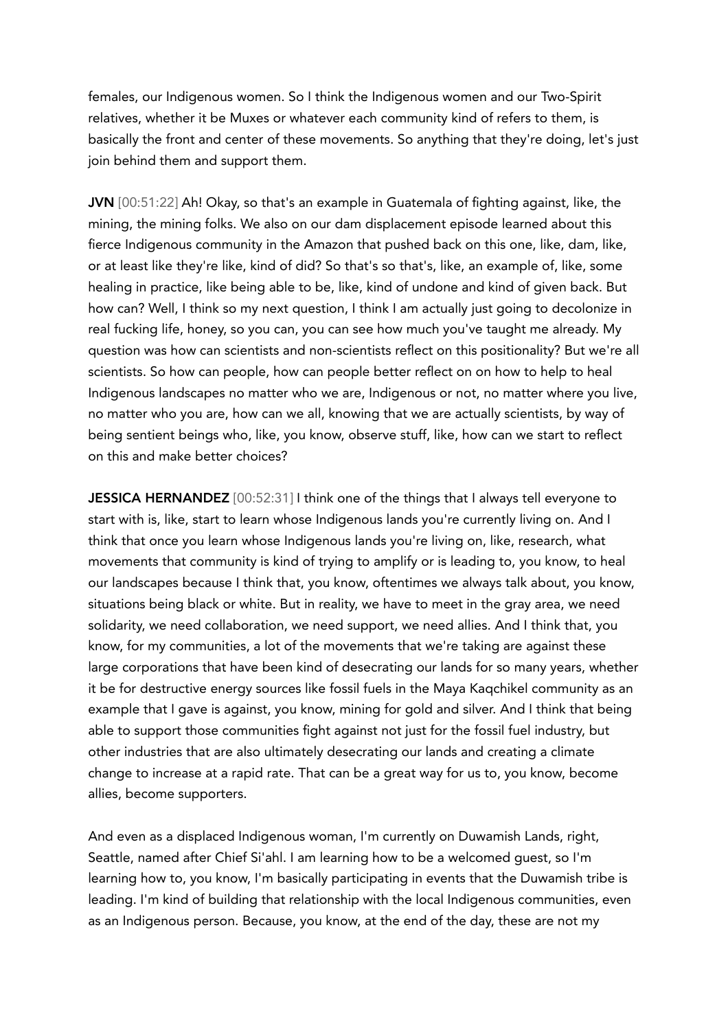females, our Indigenous women. So I think the Indigenous women and our Two-Spirit relatives, whether it be Muxes or whatever each community kind of refers to them, is basically the front and center of these movements. So anything that they're doing, let's just join behind them and support them.

**JVN** [00:51:22] Ah! Okay, so that's an example in Guatemala of fighting against, like, the mining, the mining folks. We also on our dam displacement episode learned about this fierce Indigenous community in the Amazon that pushed back on this one, like, dam, like, or at least like they're like, kind of did? So that's so that's, like, an example of, like, some healing in practice, like being able to be, like, kind of undone and kind of given back. But how can? Well, I think so my next question, I think I am actually just going to decolonize in real fucking life, honey, so you can, you can see how much you've taught me already. My question was how can scientists and non-scientists reflect on this positionality? But we're all scientists. So how can people, how can people better reflect on on how to help to heal Indigenous landscapes no matter who we are, Indigenous or not, no matter where you live, no matter who you are, how can we all, knowing that we are actually scientists, by way of being sentient beings who, like, you know, observe stuff, like, how can we start to reflect on this and make better choices?

**JESSICA HERNANDEZ** [00:52:31] I think one of the things that I always tell everyone to start with is, like, start to learn whose Indigenous lands you're currently living on. And I think that once you learn whose Indigenous lands you're living on, like, research, what movements that community is kind of trying to amplify or is leading to, you know, to heal our landscapes because I think that, you know, oftentimes we always talk about, you know, situations being black or white. But in reality, we have to meet in the gray area, we need solidarity, we need collaboration, we need support, we need allies. And I think that, you know, for my communities, a lot of the movements that we're taking are against these large corporations that have been kind of desecrating our lands for so many years, whether it be for destructive energy sources like fossil fuels in the Maya Kaqchikel community as an example that I gave is against, you know, mining for gold and silver. And I think that being able to support those communities fight against not just for the fossil fuel industry, but other industries that are also ultimately desecrating our lands and creating a climate change to increase at a rapid rate. That can be a great way for us to, you know, become allies, become supporters.

And even as a displaced Indigenous woman, I'm currently on Duwamish Lands, right, Seattle, named after Chief Si'ahl. I am learning how to be a welcomed guest, so I'm learning how to, you know, I'm basically participating in events that the Duwamish tribe is leading. I'm kind of building that relationship with the local Indigenous communities, even as an Indigenous person. Because, you know, at the end of the day, these are not my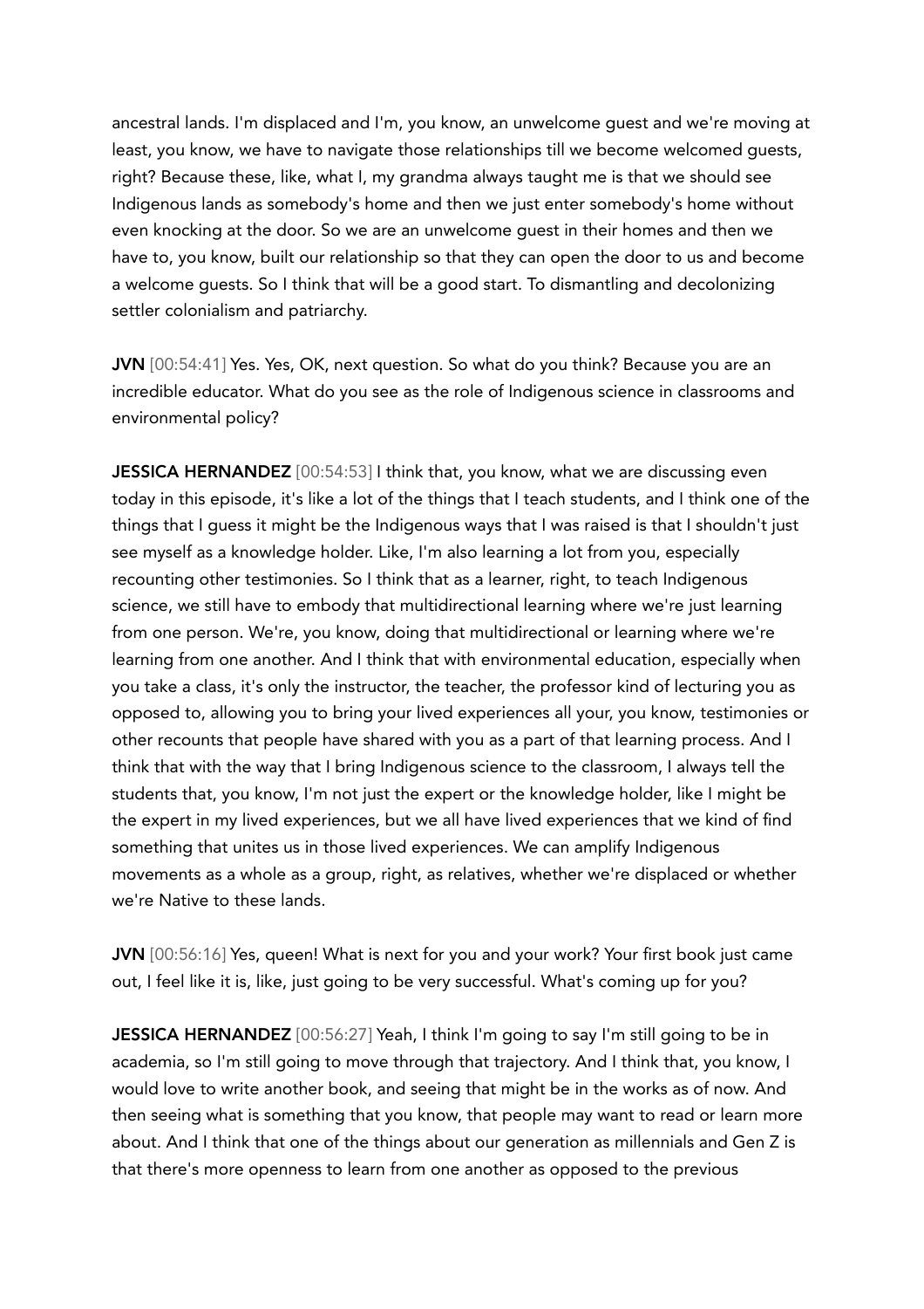ancestral lands. I'm displaced and I'm, you know, an unwelcome guest and we're moving at least, you know, we have to navigate those relationships till we become welcomed guests, right? Because these, like, what I, my grandma always taught me is that we should see Indigenous lands as somebody's home and then we just enter somebody's home without even knocking at the door. So we are an unwelcome guest in their homes and then we have to, you know, built our relationship so that they can open the door to us and become a welcome guests. So I think that will be a good start. To dismantling and decolonizing settler colonialism and patriarchy.

**JVN** [00:54:41] Yes. Yes, OK, next question. So what do you think? Because you are an incredible educator. What do you see as the role of Indigenous science in classrooms and environmental policy?

**JESSICA HERNANDEZ** [00:54:53] I think that, you know, what we are discussing even today in this episode, it's like a lot of the things that I teach students, and I think one of the things that I guess it might be the Indigenous ways that I was raised is that I shouldn't just see myself as a knowledge holder. Like, I'm also learning a lot from you, especially recounting other testimonies. So I think that as a learner, right, to teach Indigenous science, we still have to embody that multidirectional learning where we're just learning from one person. We're, you know, doing that multidirectional or learning where we're learning from one another. And I think that with environmental education, especially when you take a class, it's only the instructor, the teacher, the professor kind of lecturing you as opposed to, allowing you to bring your lived experiences all your, you know, testimonies or other recounts that people have shared with you as a part of that learning process. And I think that with the way that I bring Indigenous science to the classroom, I always tell the students that, you know, I'm not just the expert or the knowledge holder, like I might be the expert in my lived experiences, but we all have lived experiences that we kind of find something that unites us in those lived experiences. We can amplify Indigenous movements as a whole as a group, right, as relatives, whether we're displaced or whether we're Native to these lands.

**JVN** [00:56:16] Yes, queen! What is next for you and your work? Your first book just came out, I feel like it is, like, just going to be very successful. What's coming up for you?

**JESSICA HERNANDEZ** [00:56:27] Yeah, I think I'm going to say I'm still going to be in academia, so I'm still going to move through that trajectory. And I think that, you know, I would love to write another book, and seeing that might be in the works as of now. And then seeing what is something that you know, that people may want to read or learn more about. And I think that one of the things about our generation as millennials and Gen Z is that there's more openness to learn from one another as opposed to the previous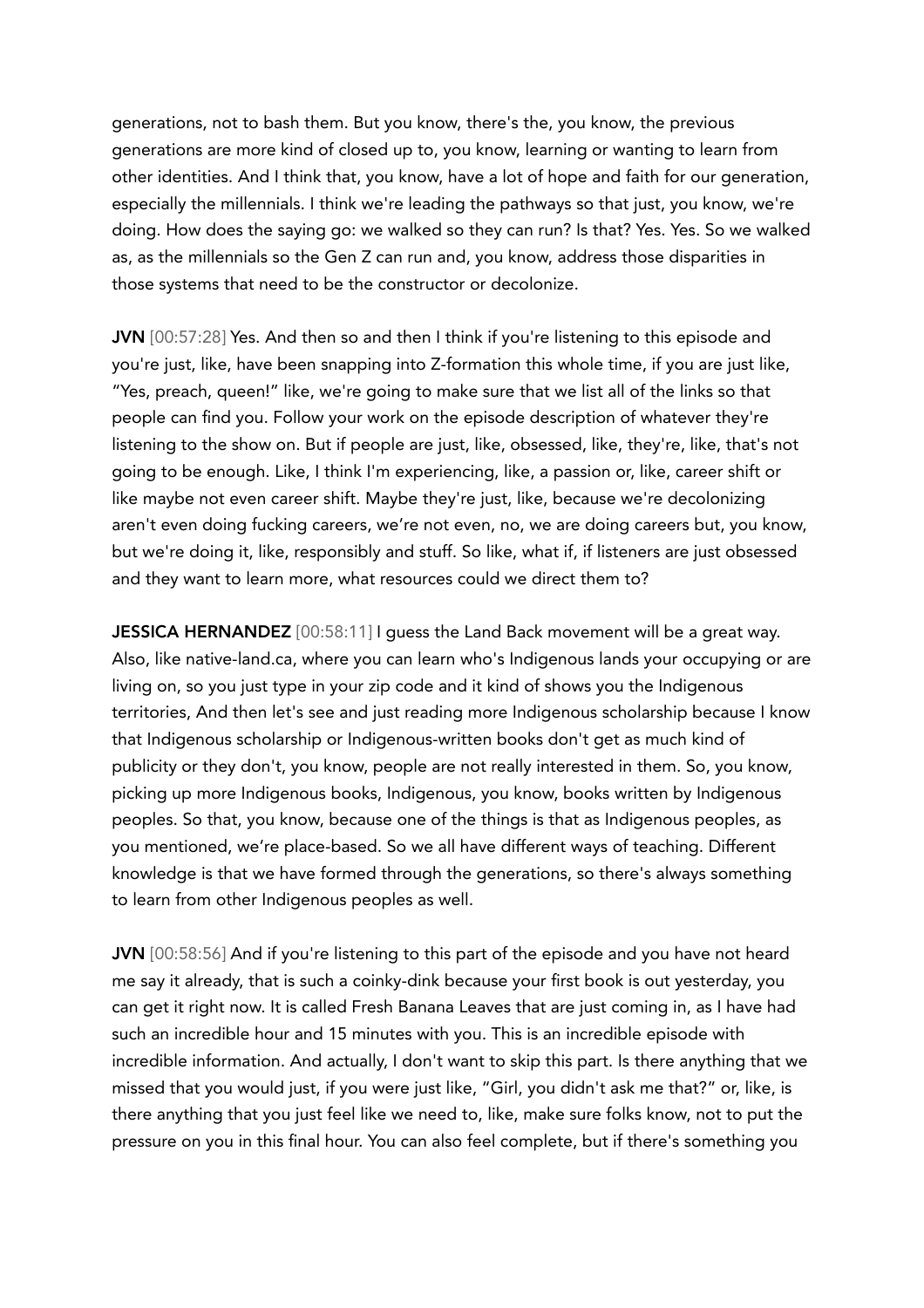generations, not to bash them. But you know, there's the, you know, the previous generations are more kind of closed up to, you know, learning or wanting to learn from other identities. And I think that, you know, have a lot of hope and faith for our generation, especially the millennials. I think we're leading the pathways so that just, you know, we're doing. How does the saying go: we walked so they can run? Is that? Yes. Yes. So we walked as, as the millennials so the Gen Z can run and, you know, address those disparities in those systems that need to be the constructor or decolonize.

**JVN** [00:57:28] Yes. And then so and then I think if you're listening to this episode and you're just, like, have been snapping into Z-formation this whole time, if you are just like, "Yes, preach, queen!" like, we're going to make sure that we list all of the links so that people can find you. Follow your work on the episode description of whatever they're listening to the show on. But if people are just, like, obsessed, like, they're, like, that's not going to be enough. Like, I think I'm experiencing, like, a passion or, like, career shift or like maybe not even career shift. Maybe they're just, like, because we're decolonizing aren't even doing fucking careers, we're not even, no, we are doing careers but, you know, but we're doing it, like, responsibly and stuff. So like, what if, if listeners are just obsessed and they want to learn more, what resources could we direct them to?

**JESSICA HERNANDEZ** [00:58:11] I guess the Land Back movement will be a great way. Also, like native-land.ca, where you can learn who's Indigenous lands your occupying or are living on, so you just type in your zip code and it kind of shows you the Indigenous territories, And then let's see and just reading more Indigenous scholarship because I know that Indigenous scholarship or Indigenous-written books don't get as much kind of publicity or they don't, you know, people are not really interested in them. So, you know, picking up more Indigenous books, Indigenous, you know, books written by Indigenous peoples. So that, you know, because one of the things is that as Indigenous peoples, as you mentioned, we're place-based. So we all have different ways of teaching. Different knowledge is that we have formed through the generations, so there's always something to learn from other Indigenous peoples as well.

**JVN** [00:58:56] And if you're listening to this part of the episode and you have not heard me say it already, that is such a coinky-dink because your first book is out yesterday, you can get it right now. It is called Fresh Banana Leaves that are just coming in, as I have had such an incredible hour and 15 minutes with you. This is an incredible episode with incredible information. And actually, I don't want to skip this part. Is there anything that we missed that you would just, if you were just like, "Girl, you didn't ask me that?" or, like, is there anything that you just feel like we need to, like, make sure folks know, not to put the pressure on you in this final hour. You can also feel complete, but if there's something you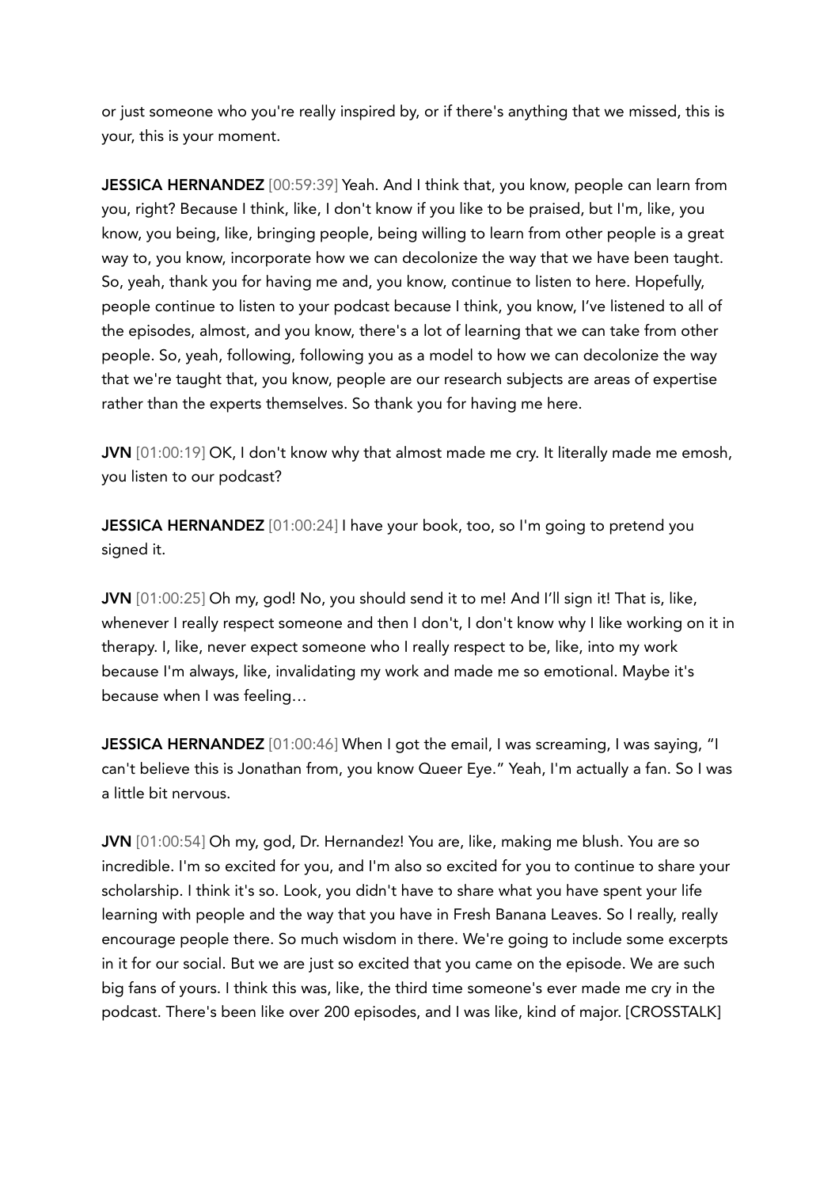or just someone who you're really inspired by, or if there's anything that we missed, this is your, this is your moment.

**JESSICA HERNANDEZ** [00:59:39] Yeah. And I think that, you know, people can learn from you, right? Because I think, like, I don't know if you like to be praised, but I'm, like, you know, you being, like, bringing people, being willing to learn from other people is a great way to, you know, incorporate how we can decolonize the way that we have been taught. So, yeah, thank you for having me and, you know, continue to listen to here. Hopefully, people continue to listen to your podcast because I think, you know, I've listened to all of the episodes, almost, and you know, there's a lot of learning that we can take from other people. So, yeah, following, following you as a model to how we can decolonize the way that we're taught that, you know, people are our research subjects are areas of expertise rather than the experts themselves. So thank you for having me here.

**JVN** [01:00:19] OK, I don't know why that almost made me cry. It literally made me emosh, you listen to our podcast?

**JESSICA HERNANDEZ** [01:00:24] I have your book, too, so I'm going to pretend you signed it.

**JVN** [01:00:25] Oh my, god! No, you should send it to me! And I'll sign it! That is, like, whenever I really respect someone and then I don't, I don't know why I like working on it in therapy. I, like, never expect someone who I really respect to be, like, into my work because I'm always, like, invalidating my work and made me so emotional. Maybe it's because when I was feeling…

**JESSICA HERNANDEZ** [01:00:46] When I got the email, I was screaming, I was saying, "I can't believe this is Jonathan from, you know Queer Eye." Yeah, I'm actually a fan. So I was a little bit nervous.

**JVN** [01:00:54] Oh my, god, Dr. Hernandez! You are, like, making me blush. You are so incredible. I'm so excited for you, and I'm also so excited for you to continue to share your scholarship. I think it's so. Look, you didn't have to share what you have spent your life learning with people and the way that you have in Fresh Banana Leaves. So I really, really encourage people there. So much wisdom in there. We're going to include some excerpts in it for our social. But we are just so excited that you came on the episode. We are such big fans of yours. I think this was, like, the third time someone's ever made me cry in the podcast. There's been like over 200 episodes, and I was like, kind of major. [CROSSTALK]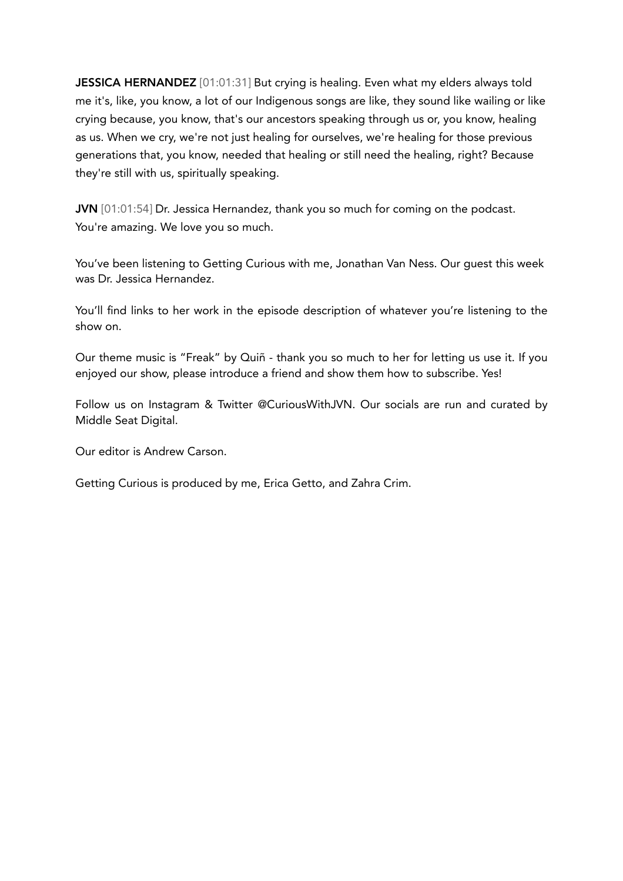**JESSICA HERNANDEZ** [01:01:31] But crying is healing. Even what my elders always told me it's, like, you know, a lot of our Indigenous songs are like, they sound like wailing or like crying because, you know, that's our ancestors speaking through us or, you know, healing as us. When we cry, we're not just healing for ourselves, we're healing for those previous generations that, you know, needed that healing or still need the healing, right? Because they're still with us, spiritually speaking.

**JVN** [01:01:54] Dr. Jessica Hernandez, thank you so much for coming on the podcast. You're amazing. We love you so much.

You've been listening to Getting Curious with me, Jonathan Van Ness. Our guest this week was Dr. Jessica Hernandez.

You'll find links to her work in the episode description of whatever you're listening to the show on.

Our theme music is "Freak" by Quiñ - thank you so much to her for letting us use it. If you enjoyed our show, please introduce a friend and show them how to subscribe. Yes!

Follow us on Instagram & Twitter @CuriousWithJVN. Our socials are run and curated by Middle Seat Digital.

Our editor is Andrew Carson.

Getting Curious is produced by me, Erica Getto, and Zahra Crim.